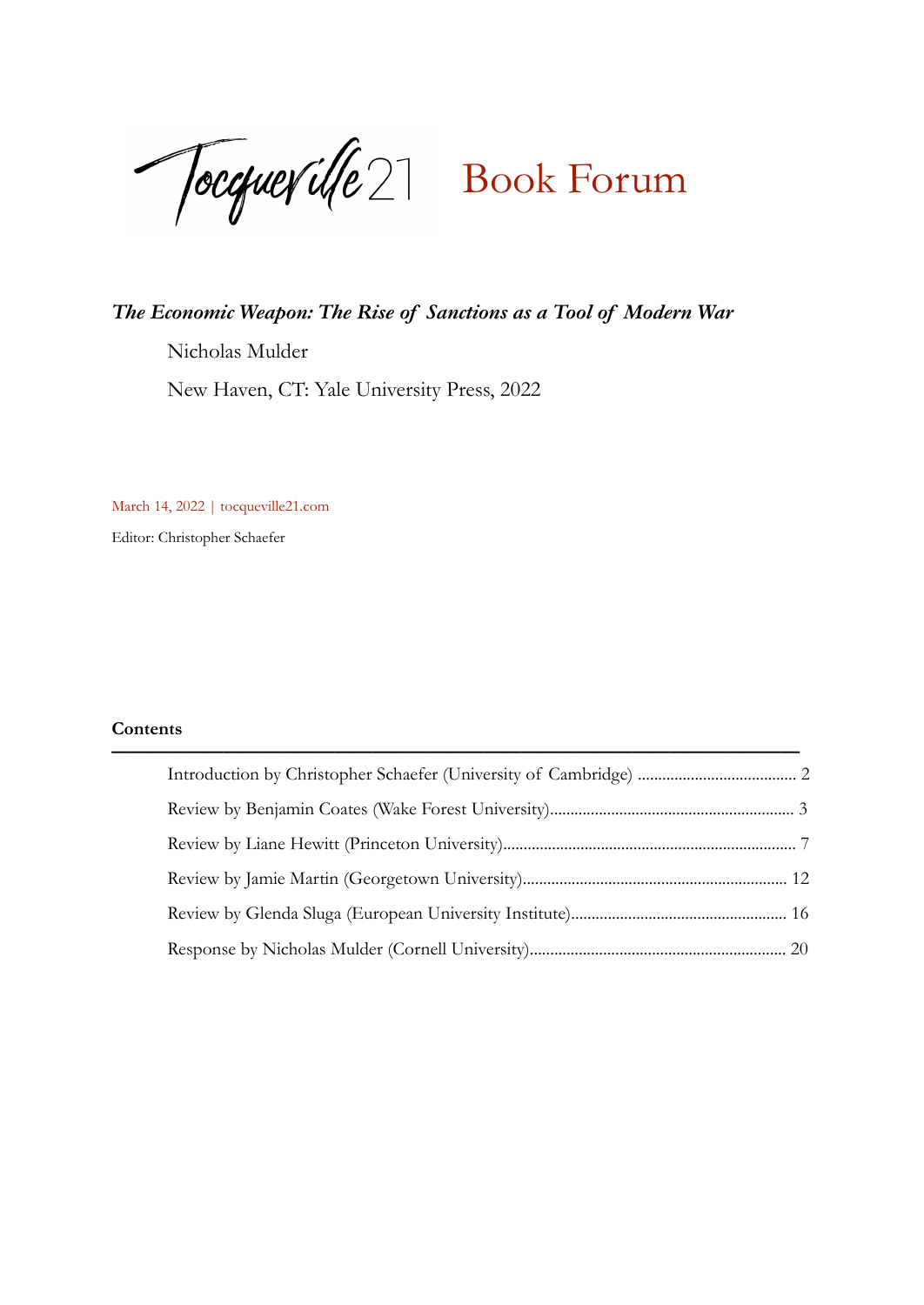# Tocqueville21 Book Forum

***The Economic Weapon: The Rise of Sanctions as a Tool of Modern War***

Nicholas Mulder

New Haven, CT: Yale University Press, 2022

March 14, 2022 | tocqueville21.com

Editor: Christopher Schaefer

**Contents**

---

Introduction by Christopher Schaefer (University of Cambridge) ....................................... 2

Review by Benjamin Coates (Wake Forest University)............................................................ 3

Review by Liane Hewitt (Princeton University)........................................................................ 7

Review by Jamie Martin (Georgetown University)................................................................. 12

Review by Glenda Sluga (European University Institute)..................................................... 16

Response by Nicholas Mulder (Cornell University)............................................................... 20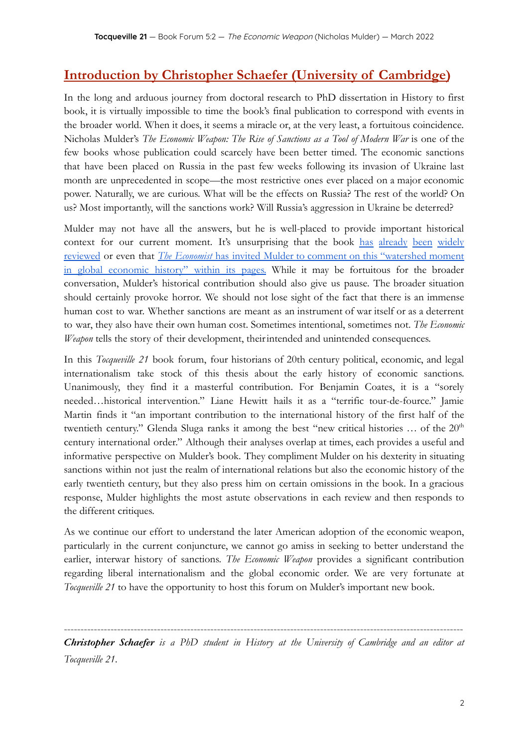## Introduction by Christopher Schaefer (University of Cambridge)

In the long and arduous journey from doctoral research to PhD dissertation in History to first book, it is virtually impossible to time the book's final publication to correspond with events in the broader world. When it does, it seems a miracle or, at the very least, a fortuitous coincidence. Nicholas Mulder's *The Economic Weapon: The Rise of Sanctions as a Tool of Modern War* is one of the few books whose publication could scarcely have been better timed. The economic sanctions that have been placed on Russia in the past few weeks following its invasion of Ukraine last month are unprecedented in scope—the most restrictive ones ever placed on a major economic power. Naturally, we are curious. What will be the effects on Russia? The rest of the world? On us? Most importantly, will the sanctions work? Will Russia's aggression in Ukraine be deterred?

Mulder may not have all the answers, but he is well-placed to provide important historical context for our current moment. It's unsurprising that the book has already been widely reviewed or even that *The Economist* has invited Mulder to comment on this "watershed moment in global economic history" within its pages. While it may be fortuitous for the broader conversation, Mulder's historical contribution should also give us pause. The broader situation should certainly provoke horror. We should not lose sight of the fact that there is an immense human cost to war. Whether sanctions are meant as an instrument of war itself or as a deterrent to war, they also have their own human cost. Sometimes intentional, sometimes not. *The Economic Weapon* tells the story of their development, their intended and unintended consequences.

In this *Tocqueville 21* book forum, four historians of 20th century political, economic, and legal internationalism take stock of this thesis about the early history of economic sanctions. Unanimously, they find it a masterful contribution. For Benjamin Coates, it is a "sorely needed…historical intervention." Liane Hewitt hails it as a "terrific tour-de-fource." Jamie Martin finds it "an important contribution to the international history of the first half of the twentieth century." Glenda Sluga ranks it among the best "new critical histories … of the 20th century international order." Although their analyses overlap at times, each provides a useful and informative perspective on Mulder's book. They compliment Mulder on his dexterity in situating sanctions within not just the realm of international relations but also the economic history of the early twentieth century, but they also press him on certain omissions in the book. In a gracious response, Mulder highlights the most astute observations in each review and then responds to the different critiques.

As we continue our effort to understand the later American adoption of the economic weapon, particularly in the current conjuncture, we cannot go amiss in seeking to better understand the earlier, interwar history of sanctions. *The Economic Weapon* provides a significant contribution regarding liberal internationalism and the global economic order. We are very fortunate at *Tocqueville 21* to have the opportunity to host this forum on Mulder's important new book.

---

***Christopher Schaefer*** *is a PhD student in History at the University of Cambridge and an editor at Tocqueville 21.*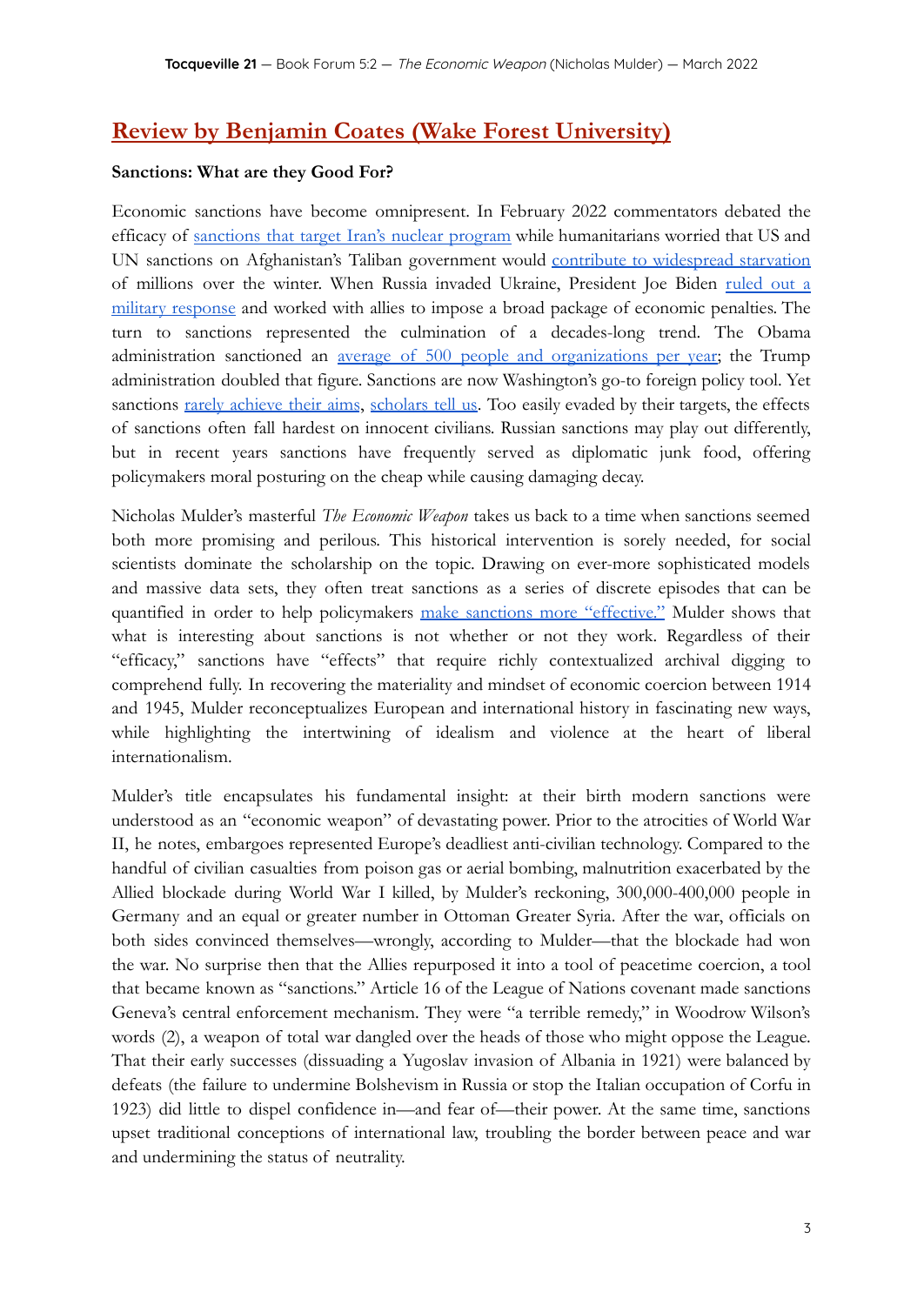## Review by Benjamin Coates (Wake Forest University)

**Sanctions: What are they Good For?**

Economic sanctions have become omnipresent. In February 2022 commentators debated the efficacy of sanctions that target Iran's nuclear program while humanitarians worried that US and UN sanctions on Afghanistan's Taliban government would contribute to widespread starvation of millions over the winter. When Russia invaded Ukraine, President Joe Biden ruled out a military response and worked with allies to impose a broad package of economic penalties. The turn to sanctions represented the culmination of a decades-long trend. The Obama administration sanctioned an average of 500 people and organizations per year; the Trump administration doubled that figure. Sanctions are now Washington's go-to foreign policy tool. Yet sanctions rarely achieve their aims, scholars tell us. Too easily evaded by their targets, the effects of sanctions often fall hardest on innocent civilians. Russian sanctions may play out differently, but in recent years sanctions have frequently served as diplomatic junk food, offering policymakers moral posturing on the cheap while causing damaging decay.

Nicholas Mulder's masterful *The Economic Weapon* takes us back to a time when sanctions seemed both more promising and perilous. This historical intervention is sorely needed, for social scientists dominate the scholarship on the topic. Drawing on ever-more sophisticated models and massive data sets, they often treat sanctions as a series of discrete episodes that can be quantified in order to help policymakers make sanctions more "effective." Mulder shows that what is interesting about sanctions is not whether or not they work. Regardless of their "efficacy," sanctions have "effects" that require richly contextualized archival digging to comprehend fully. In recovering the materiality and mindset of economic coercion between 1914 and 1945, Mulder reconceptualizes European and international history in fascinating new ways, while highlighting the intertwining of idealism and violence at the heart of liberal internationalism.

Mulder's title encapsulates his fundamental insight: at their birth modern sanctions were understood as an "economic weapon" of devastating power. Prior to the atrocities of World War II, he notes, embargoes represented Europe's deadliest anti-civilian technology. Compared to the handful of civilian casualties from poison gas or aerial bombing, malnutrition exacerbated by the Allied blockade during World War I killed, by Mulder's reckoning, 300,000-400,000 people in Germany and an equal or greater number in Ottoman Greater Syria. After the war, officials on both sides convinced themselves—wrongly, according to Mulder—that the blockade had won the war. No surprise then that the Allies repurposed it into a tool of peacetime coercion, a tool that became known as "sanctions." Article 16 of the League of Nations covenant made sanctions Geneva's central enforcement mechanism. They were "a terrible remedy," in Woodrow Wilson's words (2), a weapon of total war dangled over the heads of those who might oppose the League. That their early successes (dissuading a Yugoslav invasion of Albania in 1921) were balanced by defeats (the failure to undermine Bolshevism in Russia or stop the Italian occupation of Corfu in 1923) did little to dispel confidence in—and fear of—their power. At the same time, sanctions upset traditional conceptions of international law, troubling the border between peace and war and undermining the status of neutrality.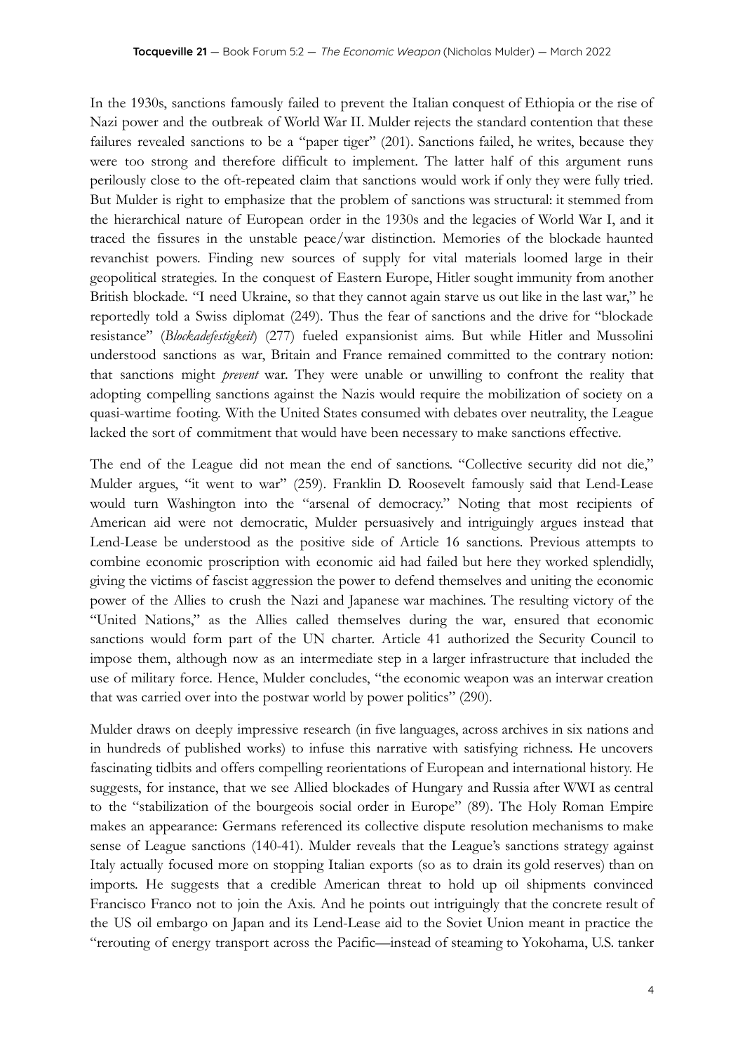In the 1930s, sanctions famously failed to prevent the Italian conquest of Ethiopia or the rise of Nazi power and the outbreak of World War II. Mulder rejects the standard contention that these failures revealed sanctions to be a "paper tiger" (201). Sanctions failed, he writes, because they were too strong and therefore difficult to implement. The latter half of this argument runs perilously close to the oft-repeated claim that sanctions would work if only they were fully tried. But Mulder is right to emphasize that the problem of sanctions was structural: it stemmed from the hierarchical nature of European order in the 1930s and the legacies of World War I, and it traced the fissures in the unstable peace/war distinction. Memories of the blockade haunted revanchist powers. Finding new sources of supply for vital materials loomed large in their geopolitical strategies. In the conquest of Eastern Europe, Hitler sought immunity from another British blockade. "I need Ukraine, so that they cannot again starve us out like in the last war," he reportedly told a Swiss diplomat (249). Thus the fear of sanctions and the drive for "blockade resistance" (*Blockadefestigkeit*) (277) fueled expansionist aims. But while Hitler and Mussolini understood sanctions as war, Britain and France remained committed to the contrary notion: that sanctions might *prevent* war. They were unable or unwilling to confront the reality that adopting compelling sanctions against the Nazis would require the mobilization of society on a quasi-wartime footing. With the United States consumed with debates over neutrality, the League lacked the sort of commitment that would have been necessary to make sanctions effective.

The end of the League did not mean the end of sanctions. "Collective security did not die," Mulder argues, "it went to war" (259). Franklin D. Roosevelt famously said that Lend-Lease would turn Washington into the "arsenal of democracy." Noting that most recipients of American aid were not democratic, Mulder persuasively and intriguingly argues instead that Lend-Lease be understood as the positive side of Article 16 sanctions. Previous attempts to combine economic proscription with economic aid had failed but here they worked splendidly, giving the victims of fascist aggression the power to defend themselves and uniting the economic power of the Allies to crush the Nazi and Japanese war machines. The resulting victory of the "United Nations," as the Allies called themselves during the war, ensured that economic sanctions would form part of the UN charter. Article 41 authorized the Security Council to impose them, although now as an intermediate step in a larger infrastructure that included the use of military force. Hence, Mulder concludes, "the economic weapon was an interwar creation that was carried over into the postwar world by power politics" (290).

Mulder draws on deeply impressive research (in five languages, across archives in six nations and in hundreds of published works) to infuse this narrative with satisfying richness. He uncovers fascinating tidbits and offers compelling reorientations of European and international history. He suggests, for instance, that we see Allied blockades of Hungary and Russia after WWI as central to the "stabilization of the bourgeois social order in Europe" (89). The Holy Roman Empire makes an appearance: Germans referenced its collective dispute resolution mechanisms to make sense of League sanctions (140-41). Mulder reveals that the League's sanctions strategy against Italy actually focused more on stopping Italian exports (so as to drain its gold reserves) than on imports. He suggests that a credible American threat to hold up oil shipments convinced Francisco Franco not to join the Axis. And he points out intriguingly that the concrete result of the US oil embargo on Japan and its Lend-Lease aid to the Soviet Union meant in practice the "rerouting of energy transport across the Pacific—instead of steaming to Yokohama, U.S. tanker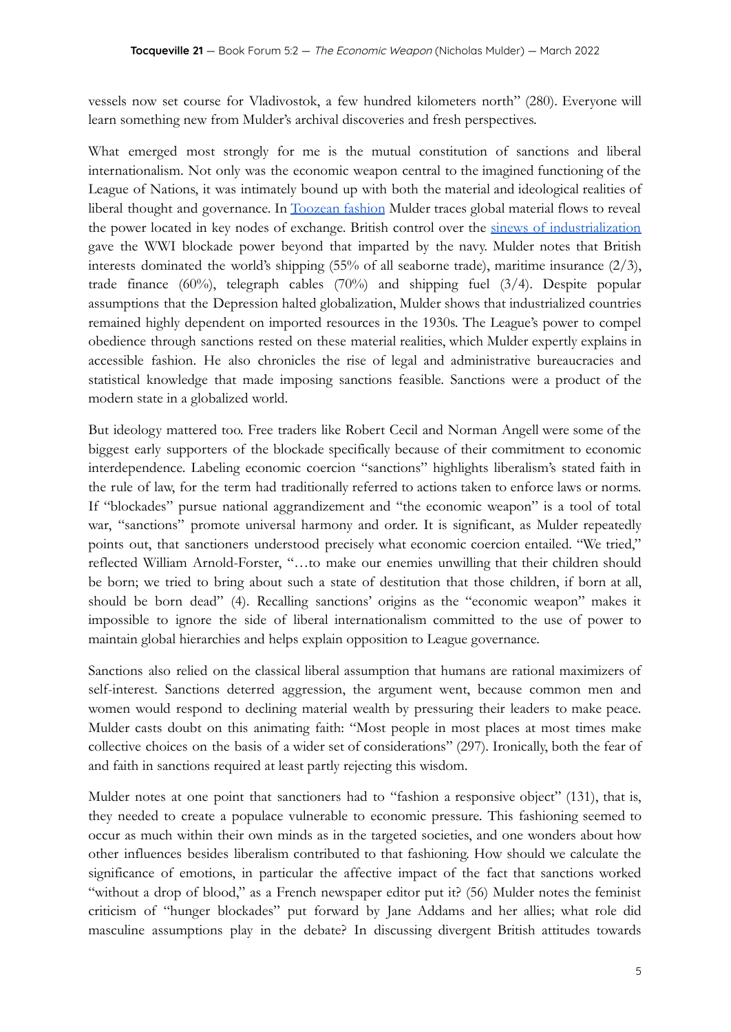vessels now set course for Vladivostok, a few hundred kilometers north" (280). Everyone will learn something new from Mulder's archival discoveries and fresh perspectives.

What emerged most strongly for me is the mutual constitution of sanctions and liberal internationalism. Not only was the economic weapon central to the imagined functioning of the League of Nations, it was intimately bound up with both the material and ideological realities of liberal thought and governance. In Toozean fashion Mulder traces global material flows to reveal the power located in key nodes of exchange. British control over the sinews of industrialization gave the WWI blockade power beyond that imparted by the navy. Mulder notes that British interests dominated the world's shipping (55% of all seaborne trade), maritime insurance (2/3), trade finance (60%), telegraph cables (70%) and shipping fuel (3/4). Despite popular assumptions that the Depression halted globalization, Mulder shows that industrialized countries remained highly dependent on imported resources in the 1930s. The League's power to compel obedience through sanctions rested on these material realities, which Mulder expertly explains in accessible fashion. He also chronicles the rise of legal and administrative bureaucracies and statistical knowledge that made imposing sanctions feasible. Sanctions were a product of the modern state in a globalized world.

But ideology mattered too. Free traders like Robert Cecil and Norman Angell were some of the biggest early supporters of the blockade specifically because of their commitment to economic interdependence. Labeling economic coercion "sanctions" highlights liberalism's stated faith in the rule of law, for the term had traditionally referred to actions taken to enforce laws or norms. If "blockades" pursue national aggrandizement and "the economic weapon" is a tool of total war, "sanctions" promote universal harmony and order. It is significant, as Mulder repeatedly points out, that sanctioners understood precisely what economic coercion entailed. "We tried," reflected William Arnold-Forster, "…to make our enemies unwilling that their children should be born; we tried to bring about such a state of destitution that those children, if born at all, should be born dead" (4). Recalling sanctions' origins as the "economic weapon" makes it impossible to ignore the side of liberal internationalism committed to the use of power to maintain global hierarchies and helps explain opposition to League governance.

Sanctions also relied on the classical liberal assumption that humans are rational maximizers of self-interest. Sanctions deterred aggression, the argument went, because common men and women would respond to declining material wealth by pressuring their leaders to make peace. Mulder casts doubt on this animating faith: "Most people in most places at most times make collective choices on the basis of a wider set of considerations" (297). Ironically, both the fear of and faith in sanctions required at least partly rejecting this wisdom.

Mulder notes at one point that sanctioners had to "fashion a responsive object" (131), that is, they needed to create a populace vulnerable to economic pressure. This fashioning seemed to occur as much within their own minds as in the targeted societies, and one wonders about how other influences besides liberalism contributed to that fashioning. How should we calculate the significance of emotions, in particular the affective impact of the fact that sanctions worked "without a drop of blood," as a French newspaper editor put it? (56) Mulder notes the feminist criticism of "hunger blockades" put forward by Jane Addams and her allies; what role did masculine assumptions play in the debate? In discussing divergent British attitudes towards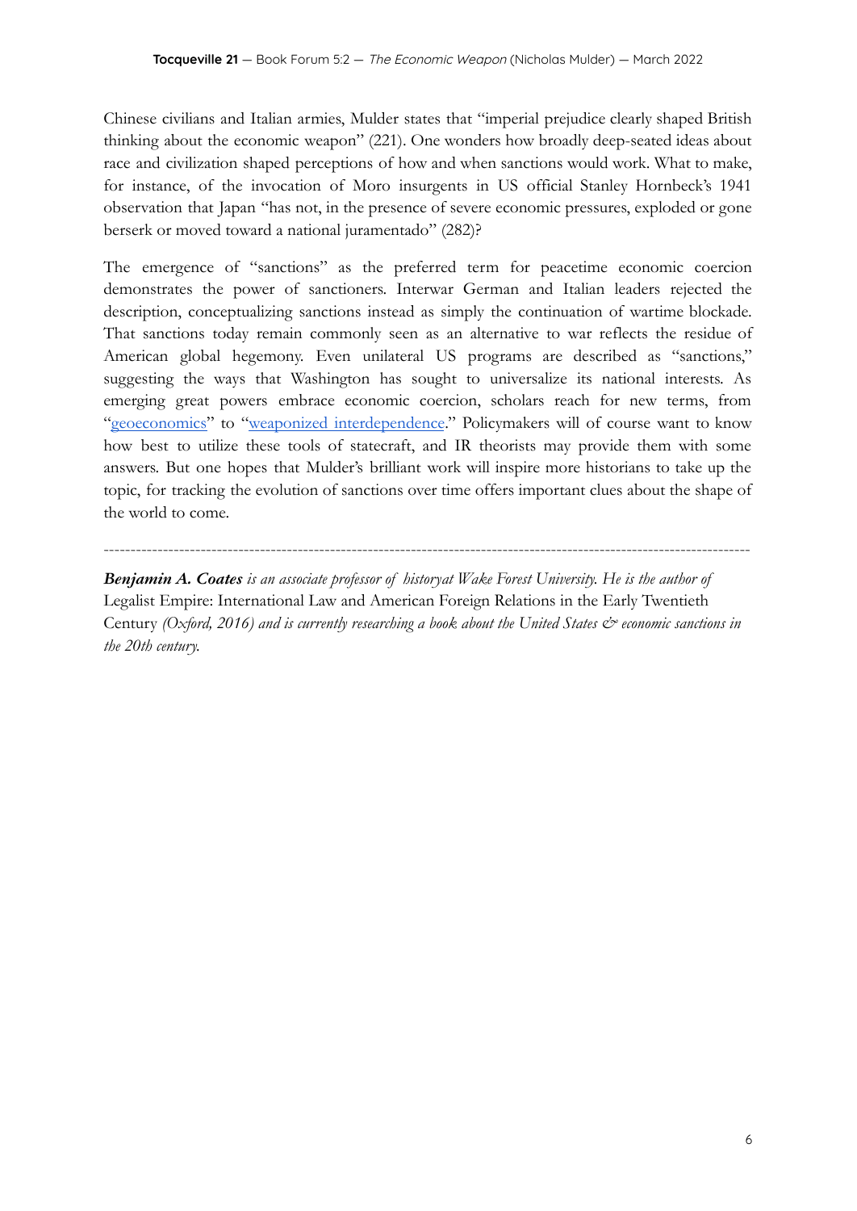Chinese civilians and Italian armies, Mulder states that "imperial prejudice clearly shaped British thinking about the economic weapon" (221). One wonders how broadly deep-seated ideas about race and civilization shaped perceptions of how and when sanctions would work. What to make, for instance, of the invocation of Moro insurgents in US official Stanley Hornbeck's 1941 observation that Japan "has not, in the presence of severe economic pressures, exploded or gone berserk or moved toward a national juramentado" (282)?

The emergence of "sanctions" as the preferred term for peacetime economic coercion demonstrates the power of sanctioners. Interwar German and Italian leaders rejected the description, conceptualizing sanctions instead as simply the continuation of wartime blockade. That sanctions today remain commonly seen as an alternative to war reflects the residue of American global hegemony. Even unilateral US programs are described as "sanctions," suggesting the ways that Washington has sought to universalize its national interests. As emerging great powers embrace economic coercion, scholars reach for new terms, from "geoeconomics" to "weaponized interdependence." Policymakers will of course want to know how best to utilize these tools of statecraft, and IR theorists may provide them with some answers. But one hopes that Mulder's brilliant work will inspire more historians to take up the topic, for tracking the evolution of sanctions over time offers important clues about the shape of the world to come.

---

***Benjamin A. Coates*** *is an associate professor of historyat Wake Forest University. He is the author of* Legalist Empire: International Law and American Foreign Relations in the Early Twentieth Century *(Oxford, 2016) and is currently researching a book about the United States & economic sanctions in the 20th century.*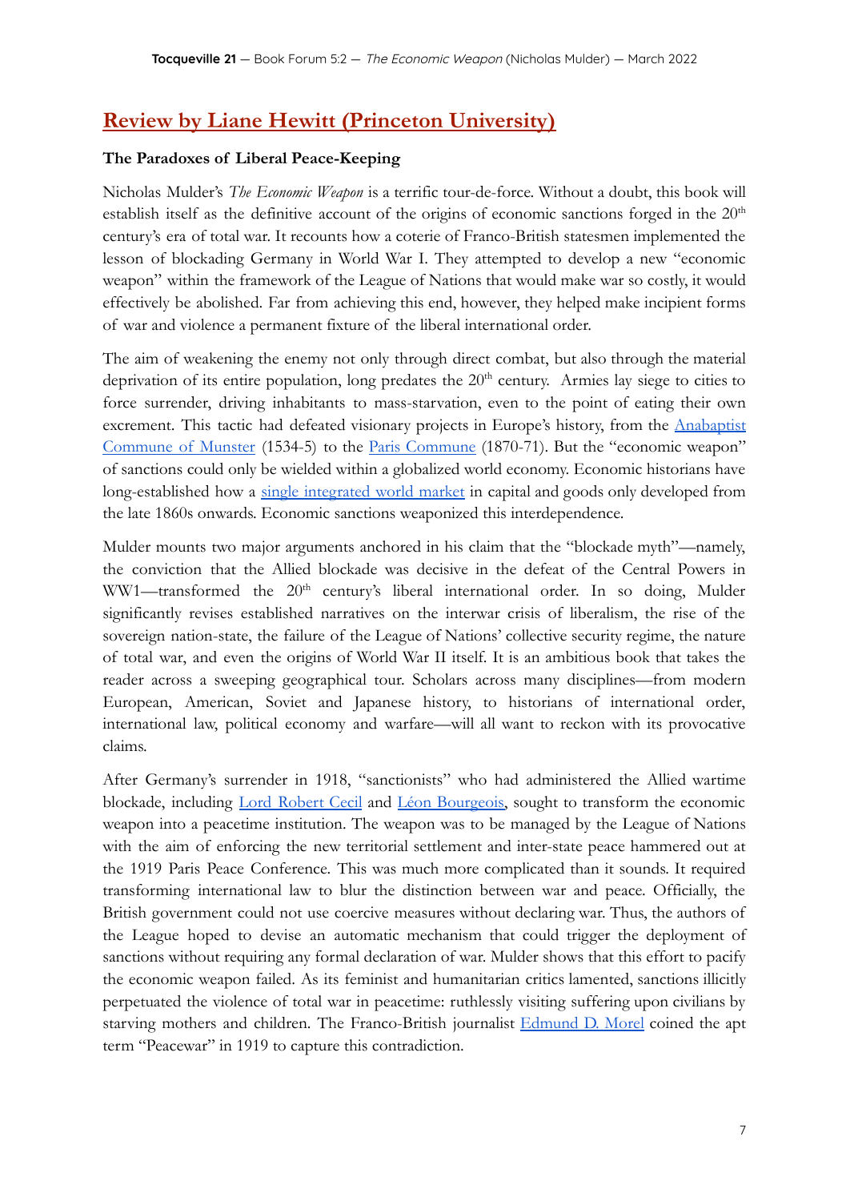## Review by Liane Hewitt (Princeton University)

**The Paradoxes of Liberal Peace-Keeping**

Nicholas Mulder's *The Economic Weapon* is a terrific tour-de-force. Without a doubt, this book will establish itself as the definitive account of the origins of economic sanctions forged in the 20th century's era of total war. It recounts how a coterie of Franco-British statesmen implemented the lesson of blockading Germany in World War I. They attempted to develop a new "economic weapon" within the framework of the League of Nations that would make war so costly, it would effectively be abolished. Far from achieving this end, however, they helped make incipient forms of war and violence a permanent fixture of the liberal international order.

The aim of weakening the enemy not only through direct combat, but also through the material deprivation of its entire population, long predates the 20th century. Armies lay siege to cities to force surrender, driving inhabitants to mass-starvation, even to the point of eating their own excrement. This tactic had defeated visionary projects in Europe's history, from the Anabaptist Commune of Munster (1534-5) to the Paris Commune (1870-71). But the "economic weapon" of sanctions could only be wielded within a globalized world economy. Economic historians have long-established how a single integrated world market in capital and goods only developed from the late 1860s onwards. Economic sanctions weaponized this interdependence.

Mulder mounts two major arguments anchored in his claim that the "blockade myth"—namely, the conviction that the Allied blockade was decisive in the defeat of the Central Powers in WW1—transformed the 20th century's liberal international order. In so doing, Mulder significantly revises established narratives on the interwar crisis of liberalism, the rise of the sovereign nation-state, the failure of the League of Nations' collective security regime, the nature of total war, and even the origins of World War II itself. It is an ambitious book that takes the reader across a sweeping geographical tour. Scholars across many disciplines—from modern European, American, Soviet and Japanese history, to historians of international order, international law, political economy and warfare—will all want to reckon with its provocative claims.

After Germany's surrender in 1918, "sanctionists" who had administered the Allied wartime blockade, including Lord Robert Cecil and Léon Bourgeois, sought to transform the economic weapon into a peacetime institution. The weapon was to be managed by the League of Nations with the aim of enforcing the new territorial settlement and inter-state peace hammered out at the 1919 Paris Peace Conference. This was much more complicated than it sounds. It required transforming international law to blur the distinction between war and peace. Officially, the British government could not use coercive measures without declaring war. Thus, the authors of the League hoped to devise an automatic mechanism that could trigger the deployment of sanctions without requiring any formal declaration of war. Mulder shows that this effort to pacify the economic weapon failed. As its feminist and humanitarian critics lamented, sanctions illicitly perpetuated the violence of total war in peacetime: ruthlessly visiting suffering upon civilians by starving mothers and children. The Franco-British journalist Edmund D. Morel coined the apt term "Peacewar" in 1919 to capture this contradiction.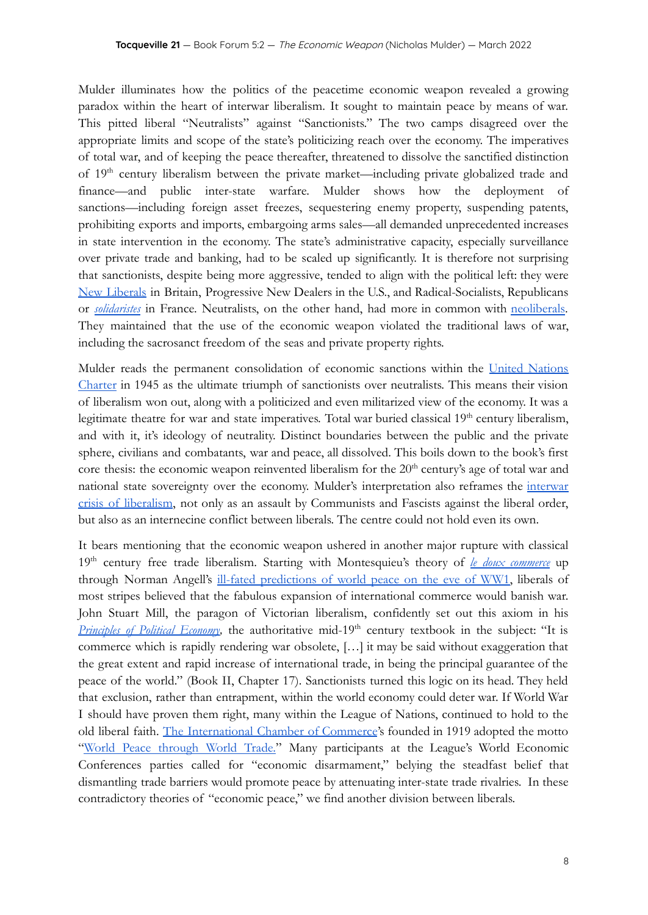Mulder illuminates how the politics of the peacetime economic weapon revealed a growing paradox within the heart of interwar liberalism. It sought to maintain peace by means of war. This pitted liberal "Neutralists" against "Sanctionists." The two camps disagreed over the appropriate limits and scope of the state's politicizing reach over the economy. The imperatives of total war, and of keeping the peace thereafter, threatened to dissolve the sanctified distinction of 19th century liberalism between the private market—including private globalized trade and finance—and public inter-state warfare. Mulder shows how the deployment of sanctions—including foreign asset freezes, sequestering enemy property, suspending patents, prohibiting exports and imports, embargoing arms sales—all demanded unprecedented increases in state intervention in the economy. The state's administrative capacity, especially surveillance over private trade and banking, had to be scaled up significantly. It is therefore not surprising that sanctionists, despite being more aggressive, tended to align with the political left: they were New Liberals in Britain, Progressive New Dealers in the U.S., and Radical-Socialists, Republicans or *solidaristes* in France. Neutralists, on the other hand, had more in common with neoliberals. They maintained that the use of the economic weapon violated the traditional laws of war, including the sacrosanct freedom of the seas and private property rights.

Mulder reads the permanent consolidation of economic sanctions within the United Nations Charter in 1945 as the ultimate triumph of sanctionists over neutralists. This means their vision of liberalism won out, along with a politicized and even militarized view of the economy. It was a legitimate theatre for war and state imperatives. Total war buried classical 19th century liberalism, and with it, it's ideology of neutrality. Distinct boundaries between the public and the private sphere, civilians and combatants, war and peace, all dissolved. This boils down to the book's first core thesis: the economic weapon reinvented liberalism for the 20th century's age of total war and national state sovereignty over the economy. Mulder's interpretation also reframes the interwar crisis of liberalism, not only as an assault by Communists and Fascists against the liberal order, but also as an internecine conflict between liberals. The centre could not hold even its own.

It bears mentioning that the economic weapon ushered in another major rupture with classical 19th century free trade liberalism. Starting with Montesquieu's theory of *le doux commerce* up through Norman Angell's ill-fated predictions of world peace on the eve of WW1, liberals of most stripes believed that the fabulous expansion of international commerce would banish war. John Stuart Mill, the paragon of Victorian liberalism, confidently set out this axiom in his *Principles of Political Economy*, the authoritative mid-19th century textbook in the subject: "It is commerce which is rapidly rendering war obsolete, […] it may be said without exaggeration that the great extent and rapid increase of international trade, in being the principal guarantee of the peace of the world." (Book II, Chapter 17). Sanctionists turned this logic on its head. They held that exclusion, rather than entrapment, within the world economy could deter war. If World War I should have proven them right, many within the League of Nations, continued to hold to the old liberal faith. The International Chamber of Commerce's founded in 1919 adopted the motto "World Peace through World Trade." Many participants at the League's World Economic Conferences parties called for "economic disarmament," belying the steadfast belief that dismantling trade barriers would promote peace by attenuating inter-state trade rivalries. In these contradictory theories of "economic peace," we find another division between liberals.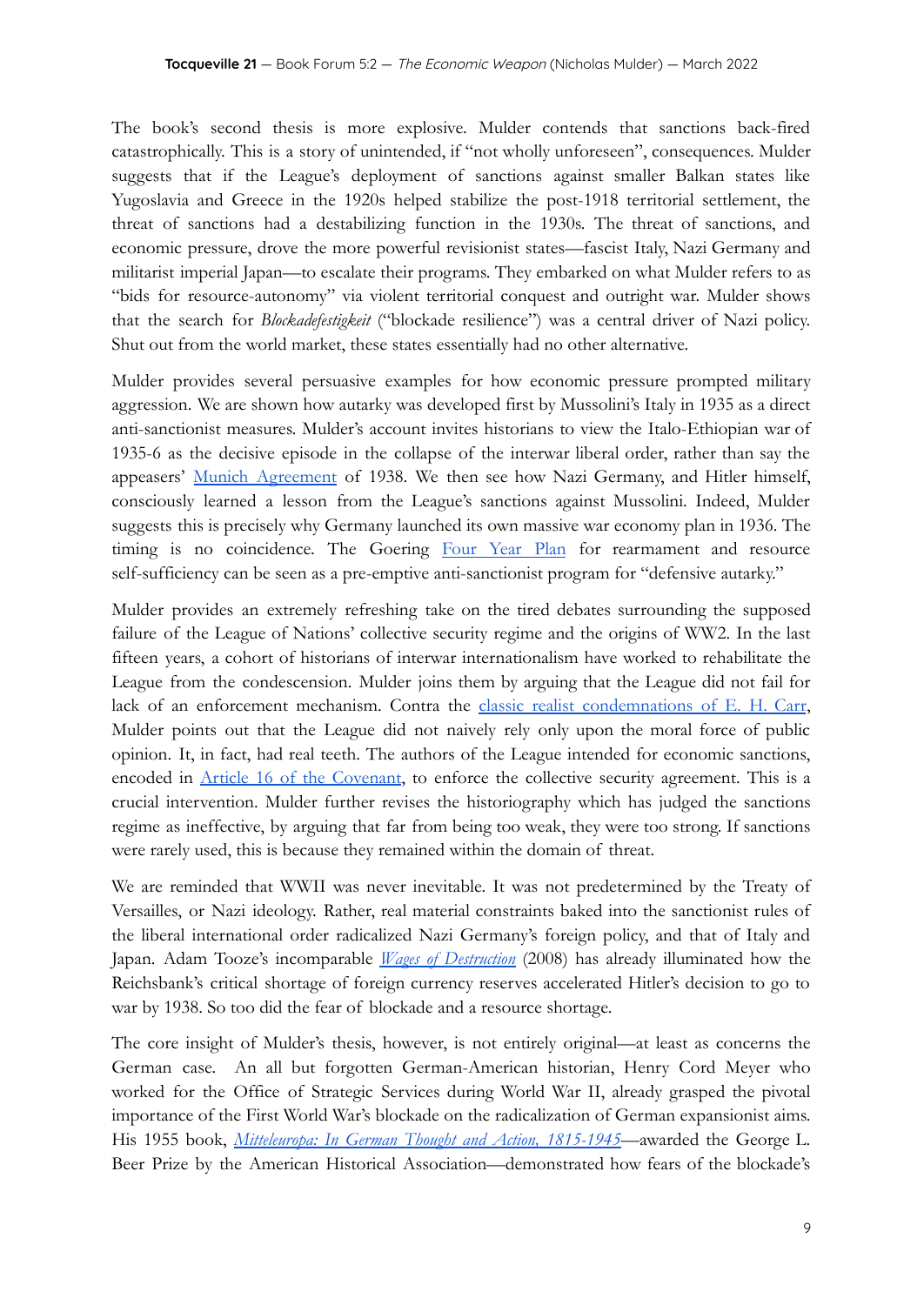The book's second thesis is more explosive. Mulder contends that sanctions back-fired catastrophically. This is a story of unintended, if "not wholly unforeseen", consequences. Mulder suggests that if the League's deployment of sanctions against smaller Balkan states like Yugoslavia and Greece in the 1920s helped stabilize the post-1918 territorial settlement, the threat of sanctions had a destabilizing function in the 1930s. The threat of sanctions, and economic pressure, drove the more powerful revisionist states—fascist Italy, Nazi Germany and militarist imperial Japan—to escalate their programs. They embarked on what Mulder refers to as "bids for resource-autonomy" via violent territorial conquest and outright war. Mulder shows that the search for *Blockadefestigkeit* ("blockade resilience") was a central driver of Nazi policy. Shut out from the world market, these states essentially had no other alternative.

Mulder provides several persuasive examples for how economic pressure prompted military aggression. We are shown how autarky was developed first by Mussolini's Italy in 1935 as a direct anti-sanctionist measures. Mulder's account invites historians to view the Italo-Ethiopian war of 1935-6 as the decisive episode in the collapse of the interwar liberal order, rather than say the appeasers' [Munich Agreement]() of 1938. We then see how Nazi Germany, and Hitler himself, consciously learned a lesson from the League's sanctions against Mussolini. Indeed, Mulder suggests this is precisely why Germany launched its own massive war economy plan in 1936. The timing is no coincidence. The Goering [Four Year Plan]() for rearmament and resource self-sufficiency can be seen as a pre-emptive anti-sanctionist program for "defensive autarky."

Mulder provides an extremely refreshing take on the tired debates surrounding the supposed failure of the League of Nations' collective security regime and the origins of WW2. In the last fifteen years, a cohort of historians of interwar internationalism have worked to rehabilitate the League from the condescension. Mulder joins them by arguing that the League did not fail for lack of an enforcement mechanism. Contra the [classic realist condemnations of E. H. Carr](), Mulder points out that the League did not naively rely only upon the moral force of public opinion. It, in fact, had real teeth. The authors of the League intended for economic sanctions, encoded in [Article 16 of the Covenant](), to enforce the collective security agreement. This is a crucial intervention. Mulder further revises the historiography which has judged the sanctions regime as ineffective, by arguing that far from being too weak, they were too strong. If sanctions were rarely used, this is because they remained within the domain of threat.

We are reminded that WWII was never inevitable. It was not predetermined by the Treaty of Versailles, or Nazi ideology. Rather, real material constraints baked into the sanctionist rules of the liberal international order radicalized Nazi Germany's foreign policy, and that of Italy and Japan. Adam Tooze's incomparable [*Wages of Destruction*]() (2008) has already illuminated how the Reichsbank's critical shortage of foreign currency reserves accelerated Hitler's decision to go to war by 1938. So too did the fear of blockade and a resource shortage.

The core insight of Mulder's thesis, however, is not entirely original—at least as concerns the German case. An all but forgotten German-American historian, Henry Cord Meyer who worked for the Office of Strategic Services during World War II, already grasped the pivotal importance of the First World War's blockade on the radicalization of German expansionist aims. His 1955 book, [*Mitteleuropa: In German Thought and Action, 1815-1945*]()—awarded the George L. Beer Prize by the American Historical Association—demonstrated how fears of the blockade's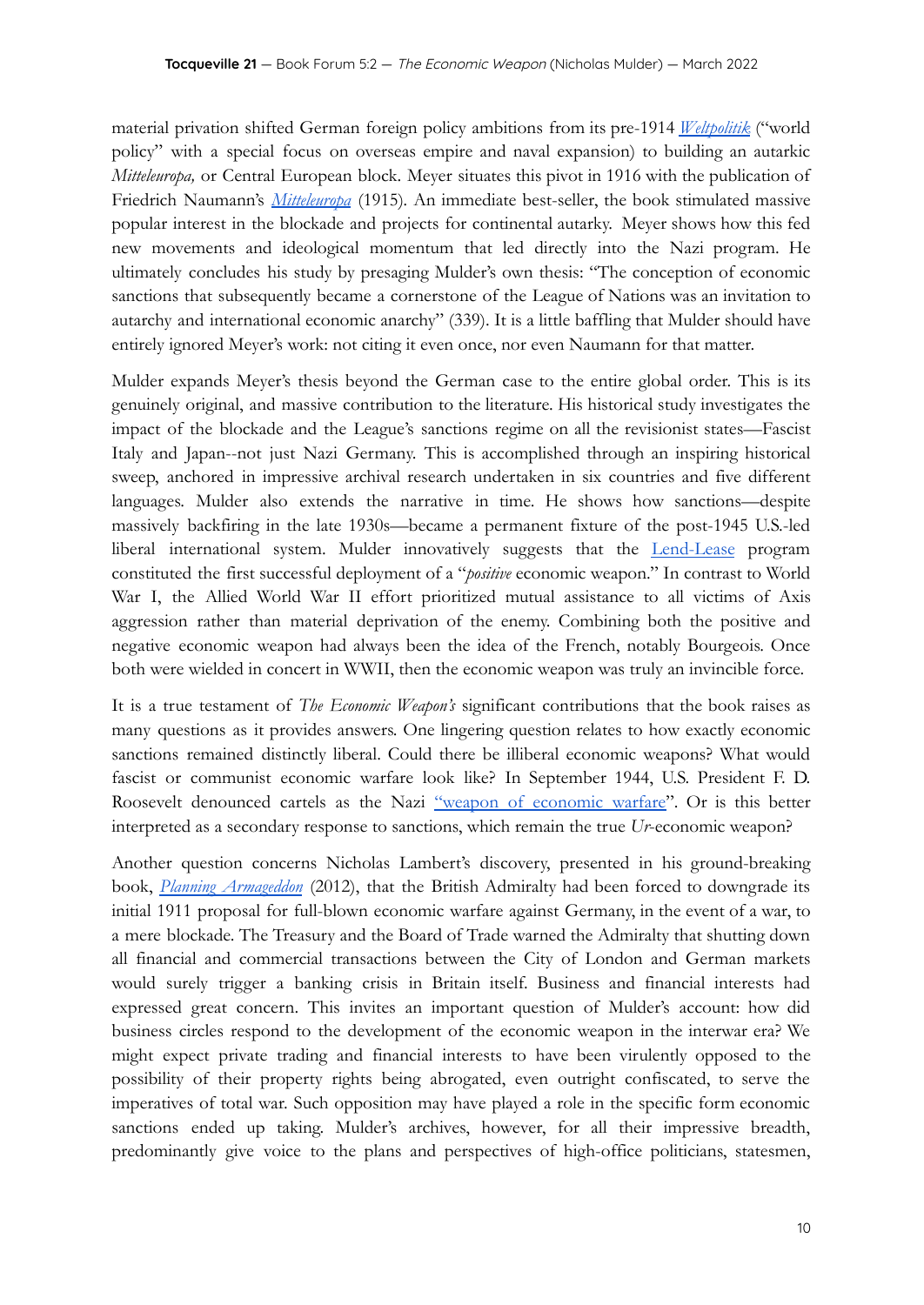material privation shifted German foreign policy ambitions from its pre-1914 *Weltpolitik* ("world policy" with a special focus on overseas empire and naval expansion) to building an autarkic *Mitteleuropa,* or Central European block. Meyer situates this pivot in 1916 with the publication of Friedrich Naumann's *Mitteleuropa* (1915). An immediate best-seller, the book stimulated massive popular interest in the blockade and projects for continental autarky. Meyer shows how this fed new movements and ideological momentum that led directly into the Nazi program. He ultimately concludes his study by presaging Mulder's own thesis: "The conception of economic sanctions that subsequently became a cornerstone of the League of Nations was an invitation to autarchy and international economic anarchy" (339). It is a little baffling that Mulder should have entirely ignored Meyer's work: not citing it even once, nor even Naumann for that matter.

Mulder expands Meyer's thesis beyond the German case to the entire global order. This is its genuinely original, and massive contribution to the literature. His historical study investigates the impact of the blockade and the League's sanctions regime on all the revisionist states—Fascist Italy and Japan--not just Nazi Germany. This is accomplished through an inspiring historical sweep, anchored in impressive archival research undertaken in six countries and five different languages. Mulder also extends the narrative in time. He shows how sanctions—despite massively backfiring in the late 1930s—became a permanent fixture of the post-1945 U.S.-led liberal international system. Mulder innovatively suggests that the Lend-Lease program constituted the first successful deployment of a "*positive* economic weapon." In contrast to World War I, the Allied World War II effort prioritized mutual assistance to all victims of Axis aggression rather than material deprivation of the enemy. Combining both the positive and negative economic weapon had always been the idea of the French, notably Bourgeois. Once both were wielded in concert in WWII, then the economic weapon was truly an invincible force.

It is a true testament of *The Economic Weapon's* significant contributions that the book raises as many questions as it provides answers. One lingering question relates to how exactly economic sanctions remained distinctly liberal. Could there be illiberal economic weapons? What would fascist or communist economic warfare look like? In September 1944, U.S. President F. D. Roosevelt denounced cartels as the Nazi "weapon of economic warfare". Or is this better interpreted as a secondary response to sanctions, which remain the true *Ur*-economic weapon?

Another question concerns Nicholas Lambert's discovery, presented in his ground-breaking book, *Planning Armageddon* (2012), that the British Admiralty had been forced to downgrade its initial 1911 proposal for full-blown economic warfare against Germany, in the event of a war, to a mere blockade. The Treasury and the Board of Trade warned the Admiralty that shutting down all financial and commercial transactions between the City of London and German markets would surely trigger a banking crisis in Britain itself. Business and financial interests had expressed great concern. This invites an important question of Mulder's account: how did business circles respond to the development of the economic weapon in the interwar era? We might expect private trading and financial interests to have been virulently opposed to the possibility of their property rights being abrogated, even outright confiscated, to serve the imperatives of total war. Such opposition may have played a role in the specific form economic sanctions ended up taking. Mulder's archives, however, for all their impressive breadth, predominantly give voice to the plans and perspectives of high-office politicians, statesmen,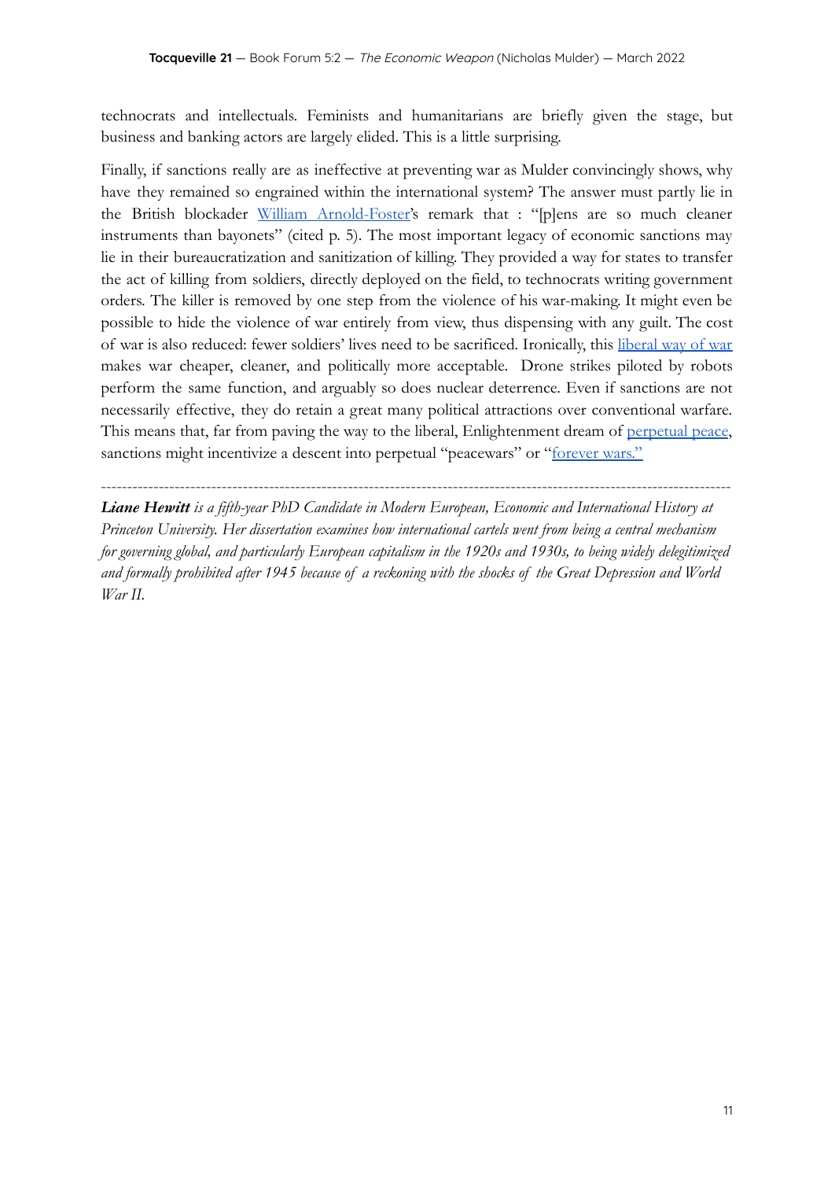technocrats and intellectuals. Feminists and humanitarians are briefly given the stage, but business and banking actors are largely elided. This is a little surprising.

Finally, if sanctions really are as ineffective at preventing war as Mulder convincingly shows, why have they remained so engrained within the international system? The answer must partly lie in the British blockader William Arnold-Foster's remark that : "[p]ens are so much cleaner instruments than bayonets" (cited p. 5). The most important legacy of economic sanctions may lie in their bureaucratization and sanitization of killing. They provided a way for states to transfer the act of killing from soldiers, directly deployed on the field, to technocrats writing government orders. The killer is removed by one step from the violence of his war-making. It might even be possible to hide the violence of war entirely from view, thus dispensing with any guilt. The cost of war is also reduced: fewer soldiers' lives need to be sacrificed. Ironically, this liberal way of war makes war cheaper, cleaner, and politically more acceptable. Drone strikes piloted by robots perform the same function, and arguably so does nuclear deterrence. Even if sanctions are not necessarily effective, they do retain a great many political attractions over conventional warfare. This means that, far from paving the way to the liberal, Enlightenment dream of perpetual peace, sanctions might incentivize a descent into perpetual "peacewars" or "forever wars."

---

***Liane Hewitt*** *is a fifth-year PhD Candidate in Modern European, Economic and International History at Princeton University. Her dissertation examines how international cartels went from being a central mechanism for governing global, and particularly European capitalism in the 1920s and 1930s, to being widely delegitimized and formally prohibited after 1945 because of a reckoning with the shocks of the Great Depression and World War II.*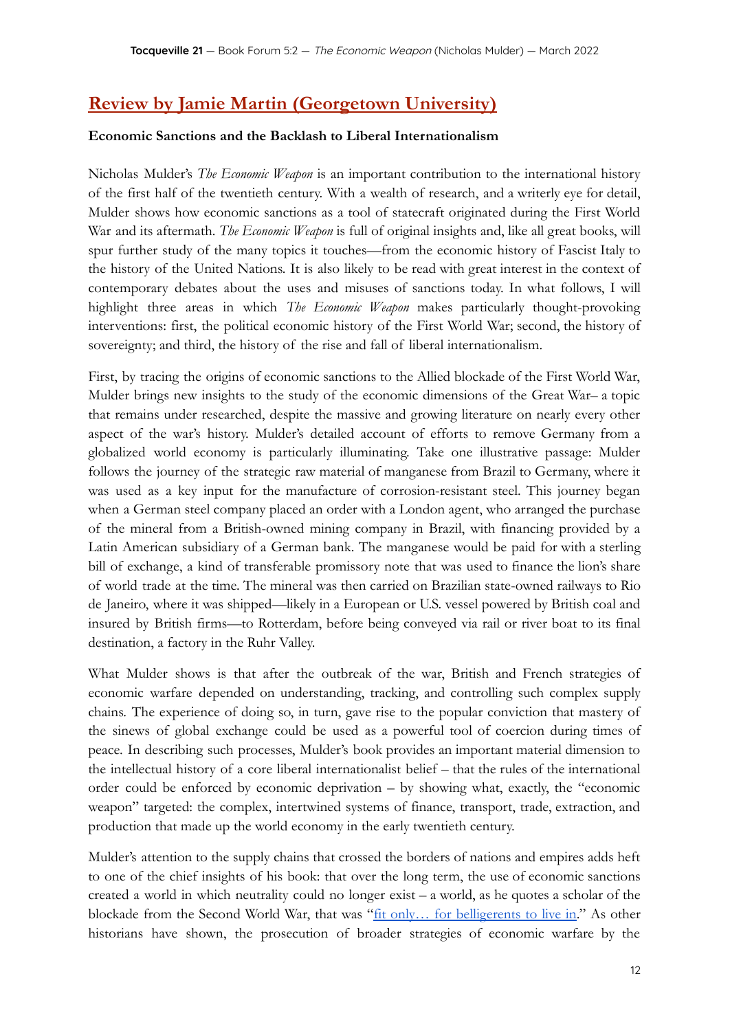## [Review by Jamie Martin (Georgetown University)]()

**Economic Sanctions and the Backlash to Liberal Internationalism**

Nicholas Mulder's *The Economic Weapon* is an important contribution to the international history of the first half of the twentieth century. With a wealth of research, and a writerly eye for detail, Mulder shows how economic sanctions as a tool of statecraft originated during the First World War and its aftermath. *The Economic Weapon* is full of original insights and, like all great books, will spur further study of the many topics it touches—from the economic history of Fascist Italy to the history of the United Nations. It is also likely to be read with great interest in the context of contemporary debates about the uses and misuses of sanctions today. In what follows, I will highlight three areas in which *The Economic Weapon* makes particularly thought-provoking interventions: first, the political economic history of the First World War; second, the history of sovereignty; and third, the history of the rise and fall of liberal internationalism.

First, by tracing the origins of economic sanctions to the Allied blockade of the First World War, Mulder brings new insights to the study of the economic dimensions of the Great War– a topic that remains under researched, despite the massive and growing literature on nearly every other aspect of the war's history. Mulder's detailed account of efforts to remove Germany from a globalized world economy is particularly illuminating. Take one illustrative passage: Mulder follows the journey of the strategic raw material of manganese from Brazil to Germany, where it was used as a key input for the manufacture of corrosion-resistant steel. This journey began when a German steel company placed an order with a London agent, who arranged the purchase of the mineral from a British-owned mining company in Brazil, with financing provided by a Latin American subsidiary of a German bank. The manganese would be paid for with a sterling bill of exchange, a kind of transferable promissory note that was used to finance the lion's share of world trade at the time. The mineral was then carried on Brazilian state-owned railways to Rio de Janeiro, where it was shipped—likely in a European or U.S. vessel powered by British coal and insured by British firms—to Rotterdam, before being conveyed via rail or river boat to its final destination, a factory in the Ruhr Valley.

What Mulder shows is that after the outbreak of the war, British and French strategies of economic warfare depended on understanding, tracking, and controlling such complex supply chains. The experience of doing so, in turn, gave rise to the popular conviction that mastery of the sinews of global exchange could be used as a powerful tool of coercion during times of peace. In describing such processes, Mulder's book provides an important material dimension to the intellectual history of a core liberal internationalist belief – that the rules of the international order could be enforced by economic deprivation – by showing what, exactly, the "economic weapon" targeted: the complex, intertwined systems of finance, transport, trade, extraction, and production that made up the world economy in the early twentieth century.

Mulder's attention to the supply chains that crossed the borders of nations and empires adds heft to one of the chief insights of his book: that over the long term, the use of economic sanctions created a world in which neutrality could no longer exist – a world, as he quotes a scholar of the blockade from the Second World War, that was "[fit only… for belligerents to live in]()." As other historians have shown, the prosecution of broader strategies of economic warfare by the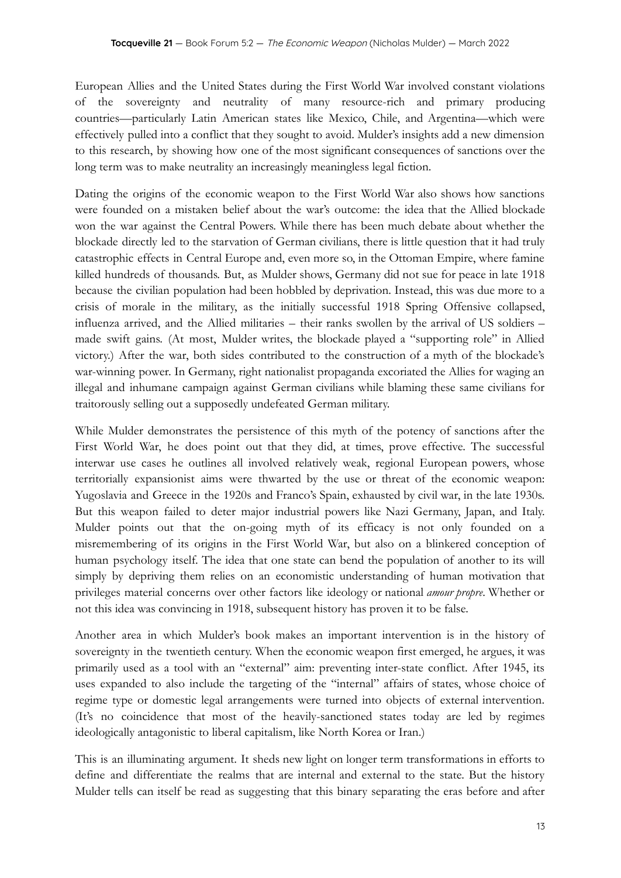European Allies and the United States during the First World War involved constant violations of the sovereignty and neutrality of many resource-rich and primary producing countries—particularly Latin American states like Mexico, Chile, and Argentina—which were effectively pulled into a conflict that they sought to avoid. Mulder's insights add a new dimension to this research, by showing how one of the most significant consequences of sanctions over the long term was to make neutrality an increasingly meaningless legal fiction.

Dating the origins of the economic weapon to the First World War also shows how sanctions were founded on a mistaken belief about the war's outcome: the idea that the Allied blockade won the war against the Central Powers. While there has been much debate about whether the blockade directly led to the starvation of German civilians, there is little question that it had truly catastrophic effects in Central Europe and, even more so, in the Ottoman Empire, where famine killed hundreds of thousands. But, as Mulder shows, Germany did not sue for peace in late 1918 because the civilian population had been hobbled by deprivation. Instead, this was due more to a crisis of morale in the military, as the initially successful 1918 Spring Offensive collapsed, influenza arrived, and the Allied militaries – their ranks swollen by the arrival of US soldiers – made swift gains. (At most, Mulder writes, the blockade played a "supporting role" in Allied victory.) After the war, both sides contributed to the construction of a myth of the blockade's war-winning power. In Germany, right nationalist propaganda excoriated the Allies for waging an illegal and inhumane campaign against German civilians while blaming these same civilians for traitorously selling out a supposedly undefeated German military.

While Mulder demonstrates the persistence of this myth of the potency of sanctions after the First World War, he does point out that they did, at times, prove effective. The successful interwar use cases he outlines all involved relatively weak, regional European powers, whose territorially expansionist aims were thwarted by the use or threat of the economic weapon: Yugoslavia and Greece in the 1920s and Franco's Spain, exhausted by civil war, in the late 1930s. But this weapon failed to deter major industrial powers like Nazi Germany, Japan, and Italy. Mulder points out that the on-going myth of its efficacy is not only founded on a misremembering of its origins in the First World War, but also on a blinkered conception of human psychology itself. The idea that one state can bend the population of another to its will simply by depriving them relies on an economistic understanding of human motivation that privileges material concerns over other factors like ideology or national *amour propre*. Whether or not this idea was convincing in 1918, subsequent history has proven it to be false.

Another area in which Mulder's book makes an important intervention is in the history of sovereignty in the twentieth century. When the economic weapon first emerged, he argues, it was primarily used as a tool with an "external" aim: preventing inter-state conflict. After 1945, its uses expanded to also include the targeting of the "internal" affairs of states, whose choice of regime type or domestic legal arrangements were turned into objects of external intervention. (It's no coincidence that most of the heavily-sanctioned states today are led by regimes ideologically antagonistic to liberal capitalism, like North Korea or Iran.)

This is an illuminating argument. It sheds new light on longer term transformations in efforts to define and differentiate the realms that are internal and external to the state. But the history Mulder tells can itself be read as suggesting that this binary separating the eras before and after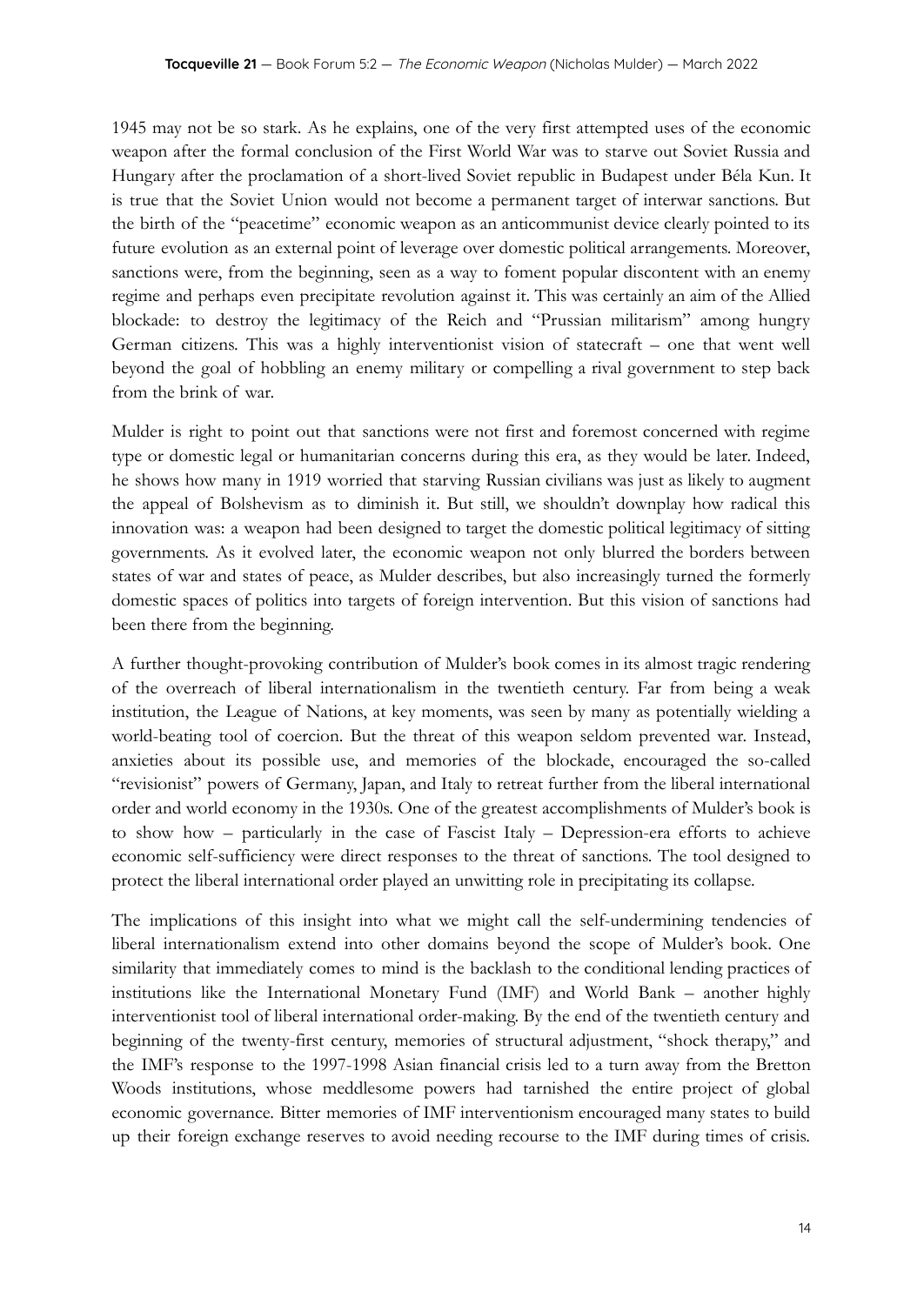1945 may not be so stark. As he explains, one of the very first attempted uses of the economic weapon after the formal conclusion of the First World War was to starve out Soviet Russia and Hungary after the proclamation of a short-lived Soviet republic in Budapest under Béla Kun. It is true that the Soviet Union would not become a permanent target of interwar sanctions. But the birth of the "peacetime" economic weapon as an anticommunist device clearly pointed to its future evolution as an external point of leverage over domestic political arrangements. Moreover, sanctions were, from the beginning, seen as a way to foment popular discontent with an enemy regime and perhaps even precipitate revolution against it. This was certainly an aim of the Allied blockade: to destroy the legitimacy of the Reich and "Prussian militarism" among hungry German citizens. This was a highly interventionist vision of statecraft – one that went well beyond the goal of hobbling an enemy military or compelling a rival government to step back from the brink of war.

Mulder is right to point out that sanctions were not first and foremost concerned with regime type or domestic legal or humanitarian concerns during this era, as they would be later. Indeed, he shows how many in 1919 worried that starving Russian civilians was just as likely to augment the appeal of Bolshevism as to diminish it. But still, we shouldn't downplay how radical this innovation was: a weapon had been designed to target the domestic political legitimacy of sitting governments. As it evolved later, the economic weapon not only blurred the borders between states of war and states of peace, as Mulder describes, but also increasingly turned the formerly domestic spaces of politics into targets of foreign intervention. But this vision of sanctions had been there from the beginning.

A further thought-provoking contribution of Mulder's book comes in its almost tragic rendering of the overreach of liberal internationalism in the twentieth century. Far from being a weak institution, the League of Nations, at key moments, was seen by many as potentially wielding a world-beating tool of coercion. But the threat of this weapon seldom prevented war. Instead, anxieties about its possible use, and memories of the blockade, encouraged the so-called "revisionist" powers of Germany, Japan, and Italy to retreat further from the liberal international order and world economy in the 1930s. One of the greatest accomplishments of Mulder's book is to show how – particularly in the case of Fascist Italy – Depression-era efforts to achieve economic self-sufficiency were direct responses to the threat of sanctions. The tool designed to protect the liberal international order played an unwitting role in precipitating its collapse.

The implications of this insight into what we might call the self-undermining tendencies of liberal internationalism extend into other domains beyond the scope of Mulder's book. One similarity that immediately comes to mind is the backlash to the conditional lending practices of institutions like the International Monetary Fund (IMF) and World Bank – another highly interventionist tool of liberal international order-making. By the end of the twentieth century and beginning of the twenty-first century, memories of structural adjustment, "shock therapy," and the IMF's response to the 1997-1998 Asian financial crisis led to a turn away from the Bretton Woods institutions, whose meddlesome powers had tarnished the entire project of global economic governance. Bitter memories of IMF interventionism encouraged many states to build up their foreign exchange reserves to avoid needing recourse to the IMF during times of crisis.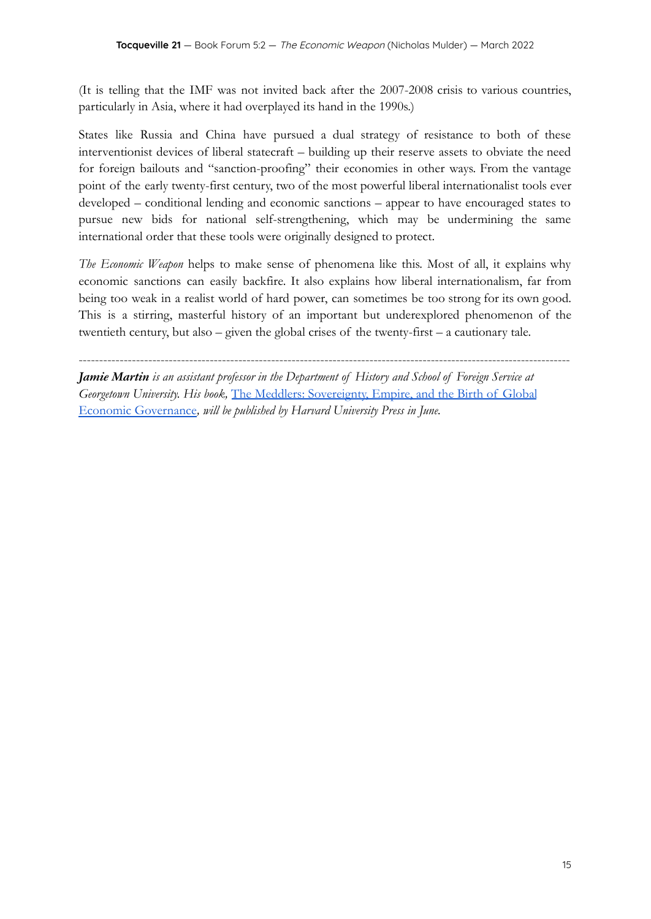(It is telling that the IMF was not invited back after the 2007-2008 crisis to various countries, particularly in Asia, where it had overplayed its hand in the 1990s.)

States like Russia and China have pursued a dual strategy of resistance to both of these interventionist devices of liberal statecraft – building up their reserve assets to obviate the need for foreign bailouts and "sanction-proofing" their economies in other ways. From the vantage point of the early twenty-first century, two of the most powerful liberal internationalist tools ever developed – conditional lending and economic sanctions – appear to have encouraged states to pursue new bids for national self-strengthening, which may be undermining the same international order that these tools were originally designed to protect.

*The Economic Weapon* helps to make sense of phenomena like this. Most of all, it explains why economic sanctions can easily backfire. It also explains how liberal internationalism, far from being too weak in a realist world of hard power, can sometimes be too strong for its own good. This is a stirring, masterful history of an important but underexplored phenomenon of the twentieth century, but also – given the global crises of the twenty-first – a cautionary tale.

---

***Jamie Martin*** *is an assistant professor in the Department of History and School of Foreign Service at Georgetown University. His book,* [The Meddlers: Sovereignty, Empire, and the Birth of Global Economic Governance](), *will be published by Harvard University Press in June.*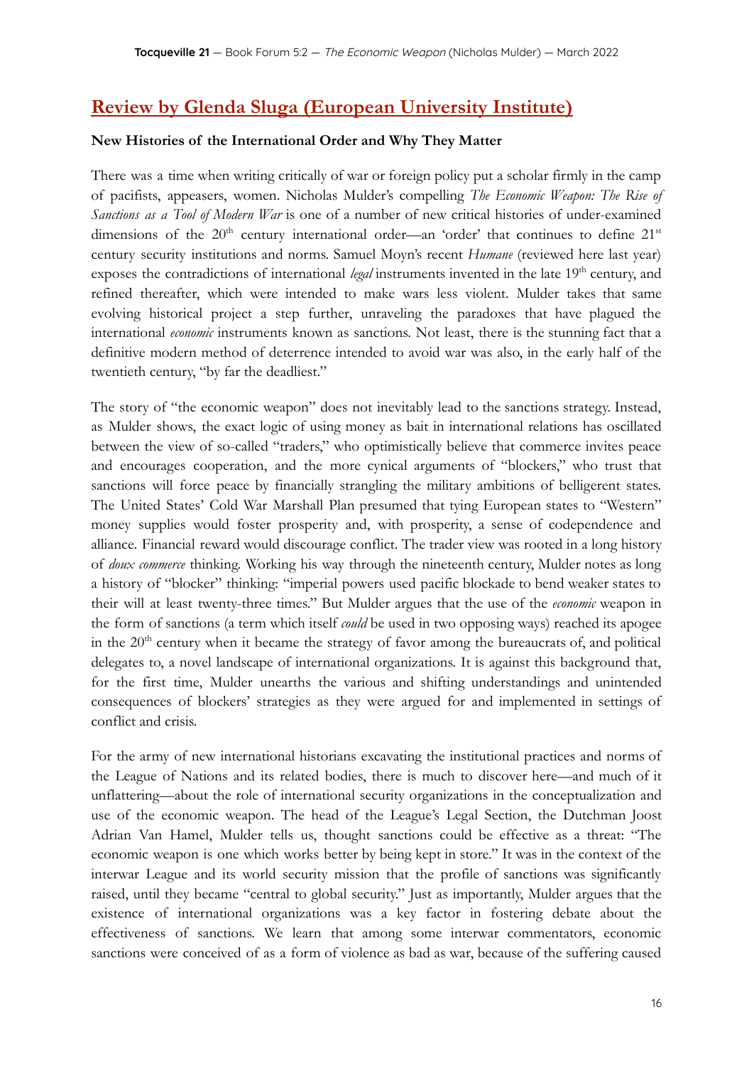## Review by Glenda Sluga (European University Institute)

**New Histories of the International Order and Why They Matter**

There was a time when writing critically of war or foreign policy put a scholar firmly in the camp of pacifists, appeasers, women. Nicholas Mulder's compelling *The Economic Weapon: The Rise of Sanctions as a Tool of Modern War* is one of a number of new critical histories of under-examined dimensions of the 20th century international order—an 'order' that continues to define 21st century security institutions and norms. Samuel Moyn's recent *Humane* (reviewed here last year) exposes the contradictions of international *legal* instruments invented in the late 19th century, and refined thereafter, which were intended to make wars less violent. Mulder takes that same evolving historical project a step further, unraveling the paradoxes that have plagued the international *economic* instruments known as sanctions. Not least, there is the stunning fact that a definitive modern method of deterrence intended to avoid war was also, in the early half of the twentieth century, "by far the deadliest."

The story of "the economic weapon" does not inevitably lead to the sanctions strategy. Instead, as Mulder shows, the exact logic of using money as bait in international relations has oscillated between the view of so-called "traders," who optimistically believe that commerce invites peace and encourages cooperation, and the more cynical arguments of "blockers," who trust that sanctions will force peace by financially strangling the military ambitions of belligerent states. The United States' Cold War Marshall Plan presumed that tying European states to "Western" money supplies would foster prosperity and, with prosperity, a sense of codependence and alliance. Financial reward would discourage conflict. The trader view was rooted in a long history of *doux commerce* thinking. Working his way through the nineteenth century, Mulder notes as long a history of "blocker" thinking: "imperial powers used pacific blockade to bend weaker states to their will at least twenty-three times." But Mulder argues that the use of the *economic* weapon in the form of sanctions (a term which itself *could* be used in two opposing ways) reached its apogee in the 20th century when it became the strategy of favor among the bureaucrats of, and political delegates to, a novel landscape of international organizations. It is against this background that, for the first time, Mulder unearths the various and shifting understandings and unintended consequences of blockers' strategies as they were argued for and implemented in settings of conflict and crisis.

For the army of new international historians excavating the institutional practices and norms of the League of Nations and its related bodies, there is much to discover here—and much of it unflattering—about the role of international security organizations in the conceptualization and use of the economic weapon. The head of the League's Legal Section, the Dutchman Joost Adrian Van Hamel, Mulder tells us, thought sanctions could be effective as a threat: "The economic weapon is one which works better by being kept in store." It was in the context of the interwar League and its world security mission that the profile of sanctions was significantly raised, until they became "central to global security." Just as importantly, Mulder argues that the existence of international organizations was a key factor in fostering debate about the effectiveness of sanctions. We learn that among some interwar commentators, economic sanctions were conceived of as a form of violence as bad as war, because of the suffering caused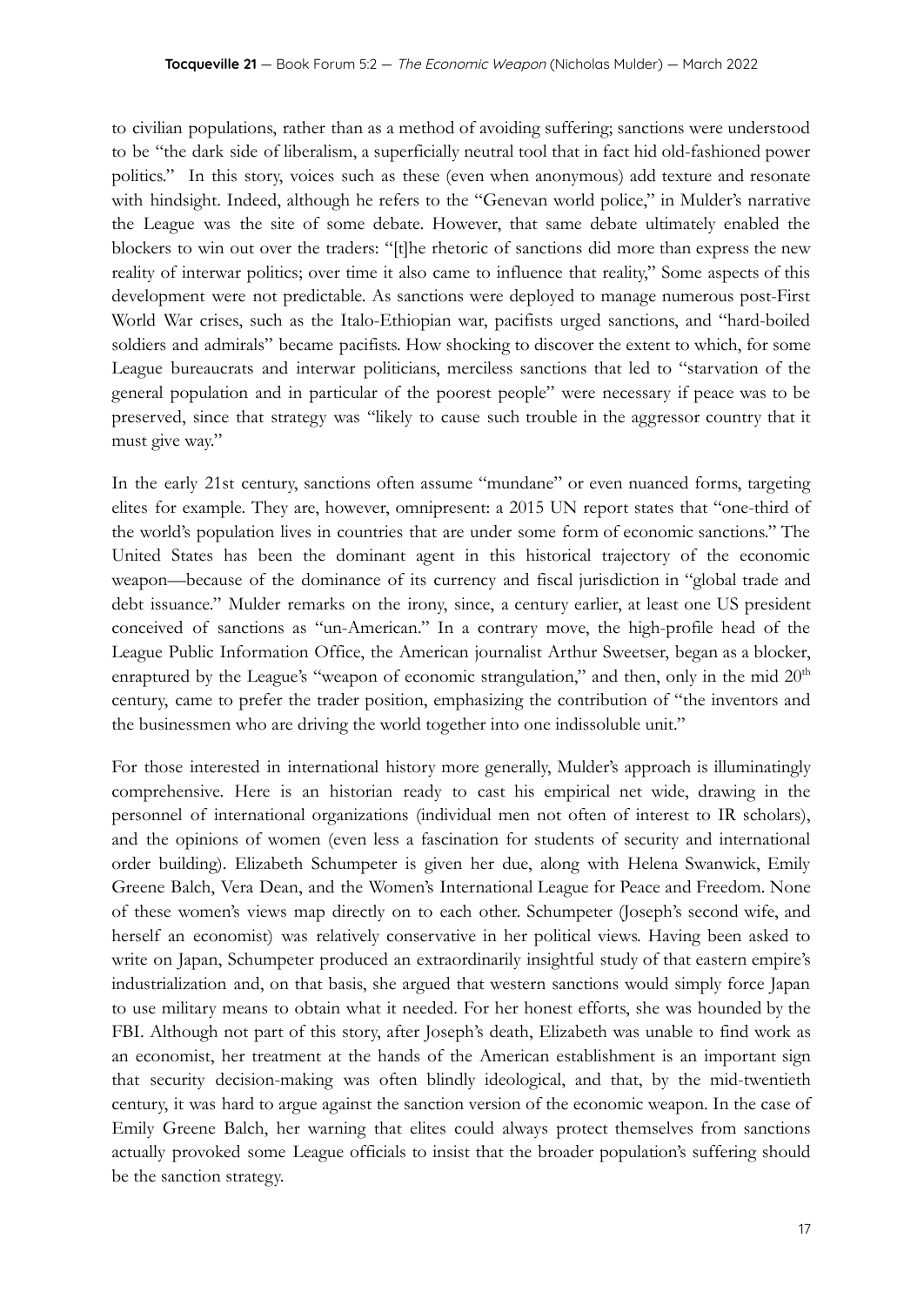to civilian populations, rather than as a method of avoiding suffering; sanctions were understood to be "the dark side of liberalism, a superficially neutral tool that in fact hid old-fashioned power politics." In this story, voices such as these (even when anonymous) add texture and resonate with hindsight. Indeed, although he refers to the "Genevan world police," in Mulder's narrative the League was the site of some debate. However, that same debate ultimately enabled the blockers to win out over the traders: "[t]he rhetoric of sanctions did more than express the new reality of interwar politics; over time it also came to influence that reality," Some aspects of this development were not predictable. As sanctions were deployed to manage numerous post-First World War crises, such as the Italo-Ethiopian war, pacifists urged sanctions, and "hard-boiled soldiers and admirals" became pacifists. How shocking to discover the extent to which, for some League bureaucrats and interwar politicians, merciless sanctions that led to "starvation of the general population and in particular of the poorest people" were necessary if peace was to be preserved, since that strategy was "likely to cause such trouble in the aggressor country that it must give way."

In the early 21st century, sanctions often assume "mundane" or even nuanced forms, targeting elites for example. They are, however, omnipresent: a 2015 UN report states that "one-third of the world's population lives in countries that are under some form of economic sanctions." The United States has been the dominant agent in this historical trajectory of the economic weapon—because of the dominance of its currency and fiscal jurisdiction in "global trade and debt issuance." Mulder remarks on the irony, since, a century earlier, at least one US president conceived of sanctions as "un-American." In a contrary move, the high-profile head of the League Public Information Office, the American journalist Arthur Sweetser, began as a blocker, enraptured by the League's "weapon of economic strangulation," and then, only in the mid 20th century, came to prefer the trader position, emphasizing the contribution of "the inventors and the businessmen who are driving the world together into one indissoluble unit."

For those interested in international history more generally, Mulder's approach is illuminatingly comprehensive. Here is an historian ready to cast his empirical net wide, drawing in the personnel of international organizations (individual men not often of interest to IR scholars), and the opinions of women (even less a fascination for students of security and international order building). Elizabeth Schumpeter is given her due, along with Helena Swanwick, Emily Greene Balch, Vera Dean, and the Women's International League for Peace and Freedom. None of these women's views map directly on to each other. Schumpeter (Joseph's second wife, and herself an economist) was relatively conservative in her political views. Having been asked to write on Japan, Schumpeter produced an extraordinarily insightful study of that eastern empire's industrialization and, on that basis, she argued that western sanctions would simply force Japan to use military means to obtain what it needed. For her honest efforts, she was hounded by the FBI. Although not part of this story, after Joseph's death, Elizabeth was unable to find work as an economist, her treatment at the hands of the American establishment is an important sign that security decision-making was often blindly ideological, and that, by the mid-twentieth century, it was hard to argue against the sanction version of the economic weapon. In the case of Emily Greene Balch, her warning that elites could always protect themselves from sanctions actually provoked some League officials to insist that the broader population's suffering should be the sanction strategy.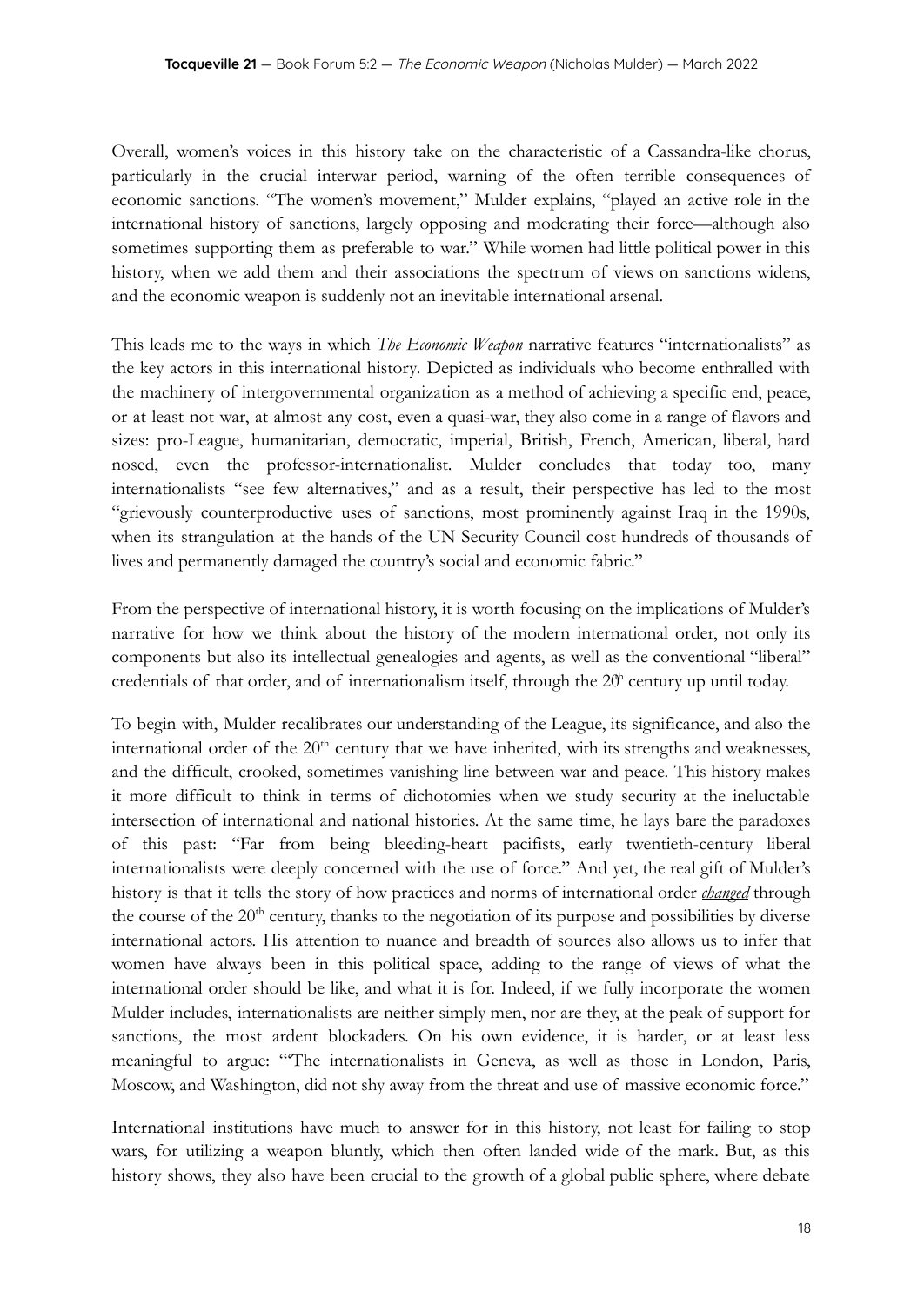Overall, women's voices in this history take on the characteristic of a Cassandra-like chorus, particularly in the crucial interwar period, warning of the often terrible consequences of economic sanctions. "The women's movement," Mulder explains, "played an active role in the international history of sanctions, largely opposing and moderating their force—although also sometimes supporting them as preferable to war." While women had little political power in this history, when we add them and their associations the spectrum of views on sanctions widens, and the economic weapon is suddenly not an inevitable international arsenal.

This leads me to the ways in which *The Economic Weapon* narrative features "internationalists" as the key actors in this international history. Depicted as individuals who become enthralled with the machinery of intergovernmental organization as a method of achieving a specific end, peace, or at least not war, at almost any cost, even a quasi-war, they also come in a range of flavors and sizes: pro-League, humanitarian, democratic, imperial, British, French, American, liberal, hard nosed, even the professor-internationalist. Mulder concludes that today too, many internationalists "see few alternatives," and as a result, their perspective has led to the most "grievously counterproductive uses of sanctions, most prominently against Iraq in the 1990s, when its strangulation at the hands of the UN Security Council cost hundreds of thousands of lives and permanently damaged the country's social and economic fabric."

From the perspective of international history, it is worth focusing on the implications of Mulder's narrative for how we think about the history of the modern international order, not only its components but also its intellectual genealogies and agents, as well as the conventional "liberal" credentials of that order, and of internationalism itself, through the 20th century up until today.

To begin with, Mulder recalibrates our understanding of the League, its significance, and also the international order of the 20th century that we have inherited, with its strengths and weaknesses, and the difficult, crooked, sometimes vanishing line between war and peace. This history makes it more difficult to think in terms of dichotomies when we study security at the ineluctable intersection of international and national histories. At the same time, he lays bare the paradoxes of this past: "Far from being bleeding-heart pacifists, early twentieth-century liberal internationalists were deeply concerned with the use of force." And yet, the real gift of Mulder's history is that it tells the story of how practices and norms of international order *changed* through the course of the 20th century, thanks to the negotiation of its purpose and possibilities by diverse international actors. His attention to nuance and breadth of sources also allows us to infer that women have always been in this political space, adding to the range of views of what the international order should be like, and what it is for. Indeed, if we fully incorporate the women Mulder includes, internationalists are neither simply men, nor are they, at the peak of support for sanctions, the most ardent blockaders. On his own evidence, it is harder, or at least less meaningful to argue: "'The internationalists in Geneva, as well as those in London, Paris, Moscow, and Washington, did not shy away from the threat and use of massive economic force."

International institutions have much to answer for in this history, not least for failing to stop wars, for utilizing a weapon bluntly, which then often landed wide of the mark. But, as this history shows, they also have been crucial to the growth of a global public sphere, where debate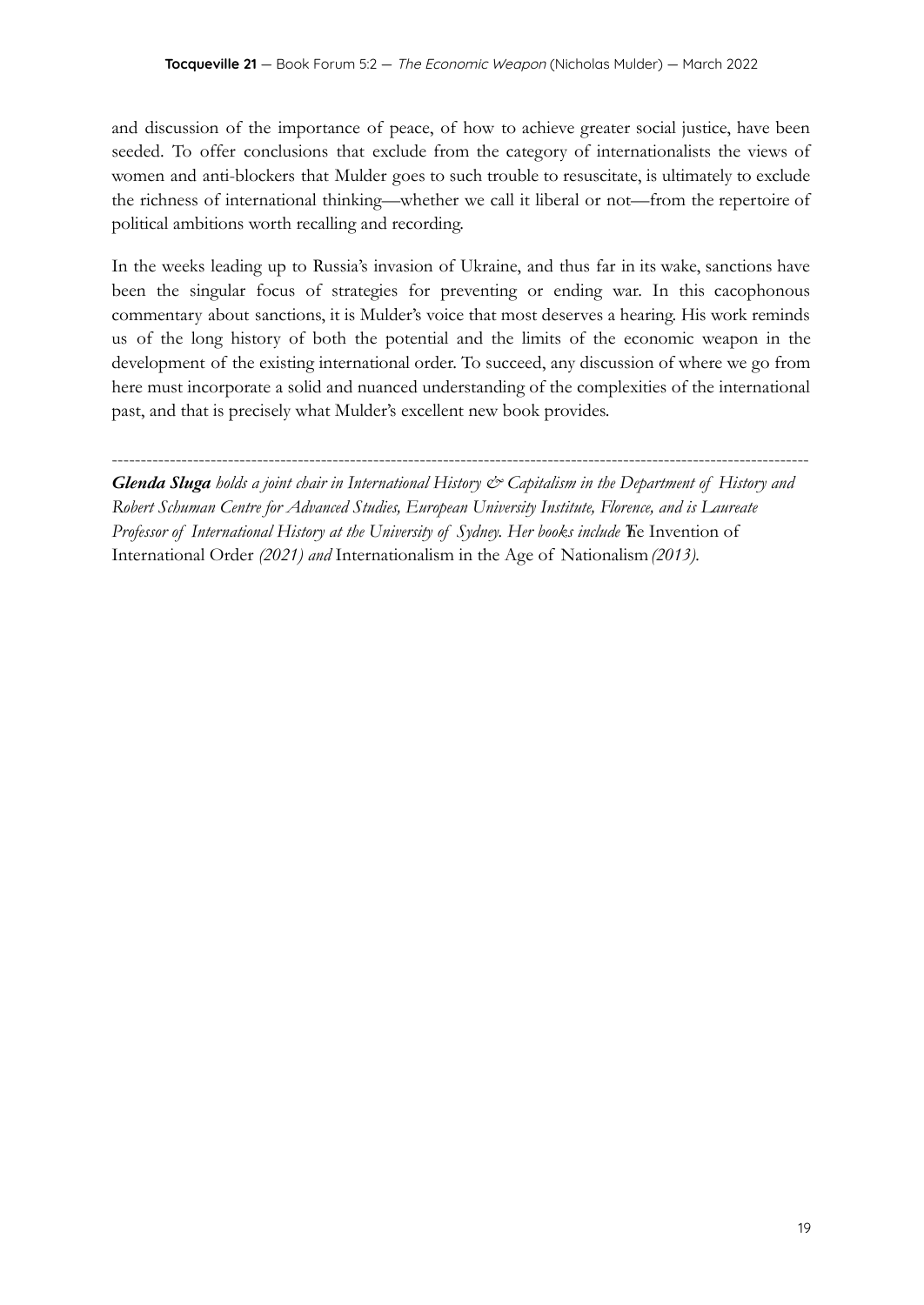and discussion of the importance of peace, of how to achieve greater social justice, have been seeded. To offer conclusions that exclude from the category of internationalists the views of women and anti-blockers that Mulder goes to such trouble to resuscitate, is ultimately to exclude the richness of international thinking—whether we call it liberal or not—from the repertoire of political ambitions worth recalling and recording.

In the weeks leading up to Russia's invasion of Ukraine, and thus far in its wake, sanctions have been the singular focus of strategies for preventing or ending war. In this cacophonous commentary about sanctions, it is Mulder's voice that most deserves a hearing. His work reminds us of the long history of both the potential and the limits of the economic weapon in the development of the existing international order. To succeed, any discussion of where we go from here must incorporate a solid and nuanced understanding of the complexities of the international past, and that is precisely what Mulder's excellent new book provides.

---

***Glenda Sluga*** *holds a joint chair in International History & Capitalism in the Department of History and Robert Schuman Centre for Advanced Studies, European University Institute, Florence, and is Laureate Professor of International History at the University of Sydney. Her books include* The Invention of International Order *(2021) and* Internationalism in the Age of Nationalism *(2013).*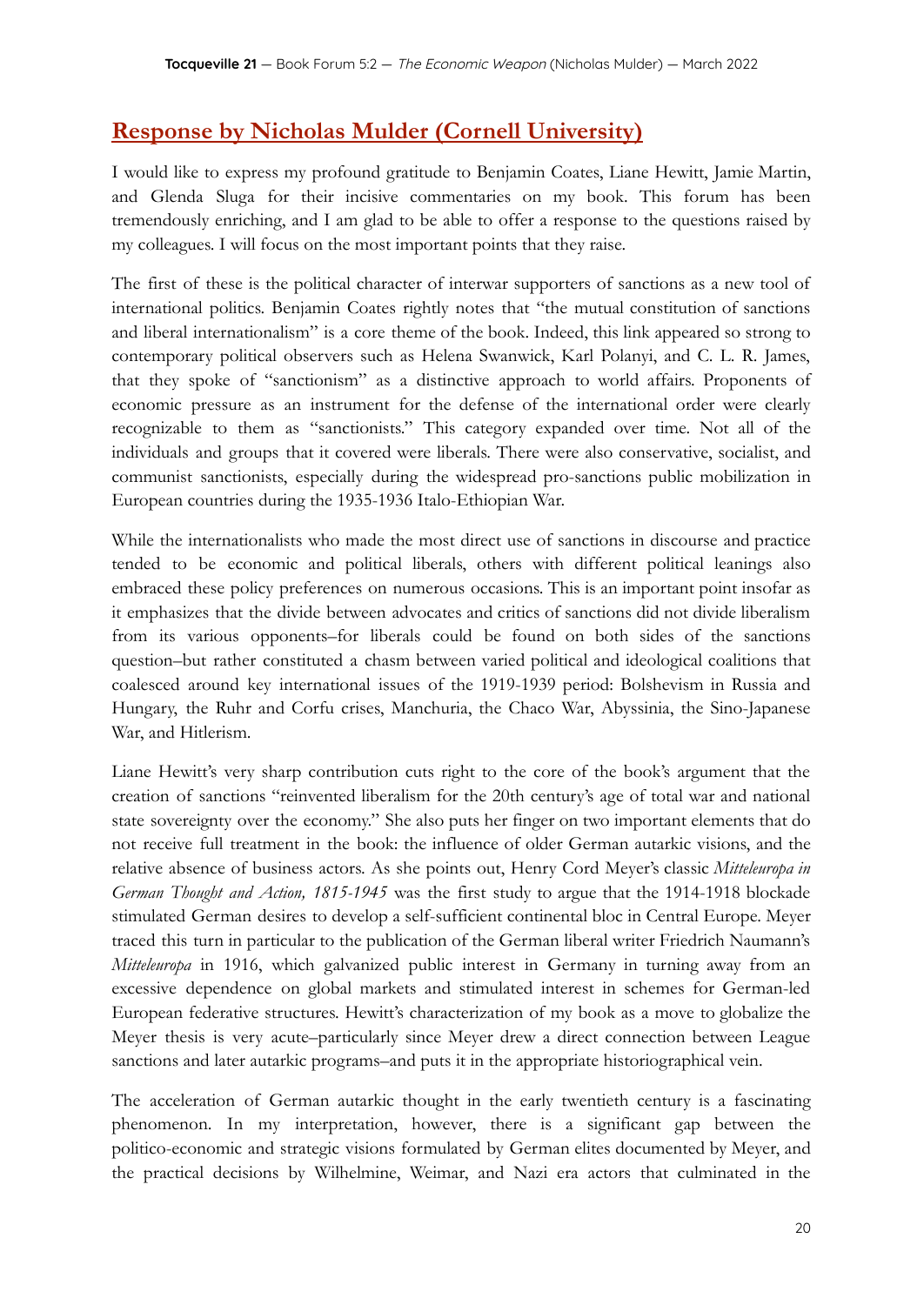## Response by Nicholas Mulder (Cornell University)

I would like to express my profound gratitude to Benjamin Coates, Liane Hewitt, Jamie Martin, and Glenda Sluga for their incisive commentaries on my book. This forum has been tremendously enriching, and I am glad to be able to offer a response to the questions raised by my colleagues. I will focus on the most important points that they raise.

The first of these is the political character of interwar supporters of sanctions as a new tool of international politics. Benjamin Coates rightly notes that "the mutual constitution of sanctions and liberal internationalism" is a core theme of the book. Indeed, this link appeared so strong to contemporary political observers such as Helena Swanwick, Karl Polanyi, and C. L. R. James, that they spoke of "sanctionism" as a distinctive approach to world affairs. Proponents of economic pressure as an instrument for the defense of the international order were clearly recognizable to them as "sanctionists." This category expanded over time. Not all of the individuals and groups that it covered were liberals. There were also conservative, socialist, and communist sanctionists, especially during the widespread pro-sanctions public mobilization in European countries during the 1935-1936 Italo-Ethiopian War.

While the internationalists who made the most direct use of sanctions in discourse and practice tended to be economic and political liberals, others with different political leanings also embraced these policy preferences on numerous occasions. This is an important point insofar as it emphasizes that the divide between advocates and critics of sanctions did not divide liberalism from its various opponents–for liberals could be found on both sides of the sanctions question–but rather constituted a chasm between varied political and ideological coalitions that coalesced around key international issues of the 1919-1939 period: Bolshevism in Russia and Hungary, the Ruhr and Corfu crises, Manchuria, the Chaco War, Abyssinia, the Sino-Japanese War, and Hitlerism.

Liane Hewitt's very sharp contribution cuts right to the core of the book's argument that the creation of sanctions "reinvented liberalism for the 20th century's age of total war and national state sovereignty over the economy." She also puts her finger on two important elements that do not receive full treatment in the book: the influence of older German autarkic visions, and the relative absence of business actors. As she points out, Henry Cord Meyer's classic *Mitteleuropa in German Thought and Action, 1815-1945* was the first study to argue that the 1914-1918 blockade stimulated German desires to develop a self-sufficient continental bloc in Central Europe. Meyer traced this turn in particular to the publication of the German liberal writer Friedrich Naumann's *Mitteleuropa* in 1916, which galvanized public interest in Germany in turning away from an excessive dependence on global markets and stimulated interest in schemes for German-led European federative structures. Hewitt's characterization of my book as a move to globalize the Meyer thesis is very acute–particularly since Meyer drew a direct connection between League sanctions and later autarkic programs–and puts it in the appropriate historiographical vein.

The acceleration of German autarkic thought in the early twentieth century is a fascinating phenomenon. In my interpretation, however, there is a significant gap between the politico-economic and strategic visions formulated by German elites documented by Meyer, and the practical decisions by Wilhelmine, Weimar, and Nazi era actors that culminated in the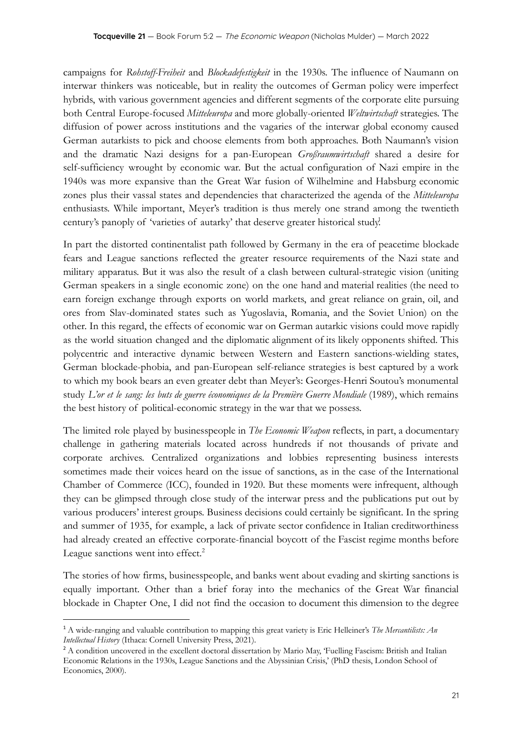campaigns for *Rohstoff-Freiheit* and *Blockadefestigkeit* in the 1930s. The influence of Naumann on interwar thinkers was noticeable, but in reality the outcomes of German policy were imperfect hybrids, with various government agencies and different segments of the corporate elite pursuing both Central Europe-focused *Mitteleuropa* and more globally-oriented *Weltwirtschaft* strategies. The diffusion of power across institutions and the vagaries of the interwar global economy caused German autarkists to pick and choose elements from both approaches. Both Naumann's vision and the dramatic Nazi designs for a pan-European *Großraumwirtschaft* shared a desire for self-sufficiency wrought by economic war. But the actual configuration of Nazi empire in the 1940s was more expansive than the Great War fusion of Wilhelmine and Habsburg economic zones plus their vassal states and dependencies that characterized the agenda of the *Mitteleuropa* enthusiasts. While important, Meyer's tradition is thus merely one strand among the twentieth century's panoply of 'varieties of autarky' that deserve greater historical study.[1]

In part the distorted continentalist path followed by Germany in the era of peacetime blockade fears and League sanctions reflected the greater resource requirements of the Nazi state and military apparatus. But it was also the result of a clash between cultural-strategic vision (uniting German speakers in a single economic zone) on the one hand and material realities (the need to earn foreign exchange through exports on world markets, and great reliance on grain, oil, and ores from Slav-dominated states such as Yugoslavia, Romania, and the Soviet Union) on the other. In this regard, the effects of economic war on German autarkic visions could move rapidly as the world situation changed and the diplomatic alignment of its likely opponents shifted. This polycentric and interactive dynamic between Western and Eastern sanctions-wielding states, German blockade-phobia, and pan-European self-reliance strategies is best captured by a work to which my book bears an even greater debt than Meyer's: Georges-Henri Soutou's monumental study *L'or et le sang: les buts de guerre économiques de la Première Guerre Mondiale* (1989), which remains the best history of political-economic strategy in the war that we possess.

The limited role played by businesspeople in *The Economic Weapon* reflects, in part, a documentary challenge in gathering materials located across hundreds if not thousands of private and corporate archives. Centralized organizations and lobbies representing business interests sometimes made their voices heard on the issue of sanctions, as in the case of the International Chamber of Commerce (ICC), founded in 1920. But these moments were infrequent, although they can be glimpsed through close study of the interwar press and the publications put out by various producers' interest groups. Business decisions could certainly be significant. In the spring and summer of 1935, for example, a lack of private sector confidence in Italian creditworthiness had already created an effective corporate-financial boycott of the Fascist regime months before League sanctions went into effect.[2]

The stories of how firms, businesspeople, and banks went about evading and skirting sanctions is equally important. Other than a brief foray into the mechanics of the Great War financial blockade in Chapter One, I did not find the occasion to document this dimension to the degree

---

[1] A wide-ranging and valuable contribution to mapping this great variety is Eric Helleiner's *The Mercantilists: An Intellectual History* (Ithaca: Cornell University Press, 2021).

[2] A condition uncovered in the excellent doctoral dissertation by Mario May, 'Fuelling Fascism: British and Italian Economic Relations in the 1930s, League Sanctions and the Abyssinian Crisis,' (PhD thesis, London School of Economics, 2000).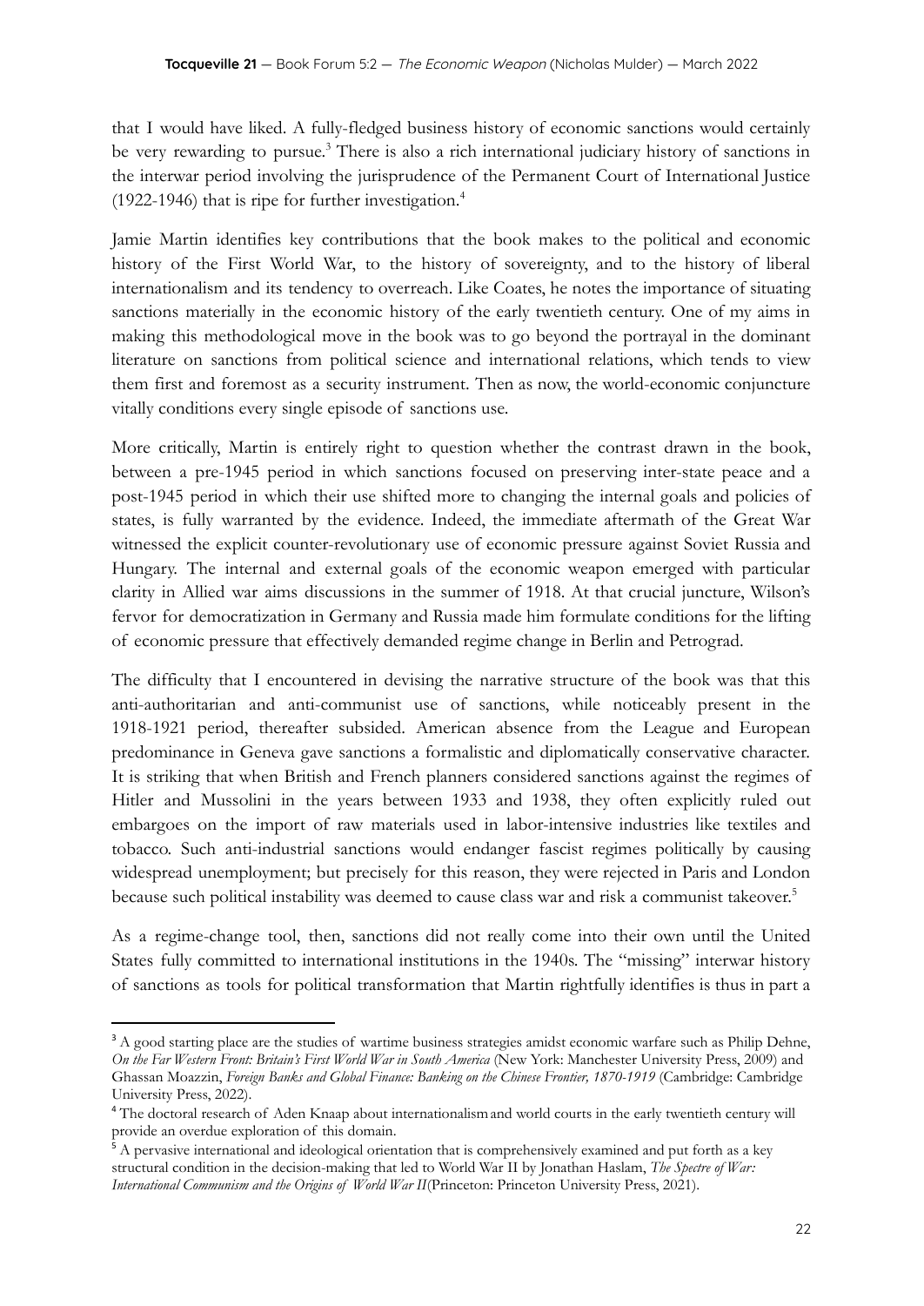that I would have liked. A fully-fledged business history of economic sanctions would certainly be very rewarding to pursue.[3] There is also a rich international judiciary history of sanctions in the interwar period involving the jurisprudence of the Permanent Court of International Justice (1922-1946) that is ripe for further investigation.[4]

Jamie Martin identifies key contributions that the book makes to the political and economic history of the First World War, to the history of sovereignty, and to the history of liberal internationalism and its tendency to overreach. Like Coates, he notes the importance of situating sanctions materially in the economic history of the early twentieth century. One of my aims in making this methodological move in the book was to go beyond the portrayal in the dominant literature on sanctions from political science and international relations, which tends to view them first and foremost as a security instrument. Then as now, the world-economic conjuncture vitally conditions every single episode of sanctions use.

More critically, Martin is entirely right to question whether the contrast drawn in the book, between a pre-1945 period in which sanctions focused on preserving inter-state peace and a post-1945 period in which their use shifted more to changing the internal goals and policies of states, is fully warranted by the evidence. Indeed, the immediate aftermath of the Great War witnessed the explicit counter-revolutionary use of economic pressure against Soviet Russia and Hungary. The internal and external goals of the economic weapon emerged with particular clarity in Allied war aims discussions in the summer of 1918. At that crucial juncture, Wilson's fervor for democratization in Germany and Russia made him formulate conditions for the lifting of economic pressure that effectively demanded regime change in Berlin and Petrograd.

The difficulty that I encountered in devising the narrative structure of the book was that this anti-authoritarian and anti-communist use of sanctions, while noticeably present in the 1918-1921 period, thereafter subsided. American absence from the League and European predominance in Geneva gave sanctions a formalistic and diplomatically conservative character. It is striking that when British and French planners considered sanctions against the regimes of Hitler and Mussolini in the years between 1933 and 1938, they often explicitly ruled out embargoes on the import of raw materials used in labor-intensive industries like textiles and tobacco. Such anti-industrial sanctions would endanger fascist regimes politically by causing widespread unemployment; but precisely for this reason, they were rejected in Paris and London because such political instability was deemed to cause class war and risk a communist takeover.[5]

As a regime-change tool, then, sanctions did not really come into their own until the United States fully committed to international institutions in the 1940s. The "missing" interwar history of sanctions as tools for political transformation that Martin rightfully identifies is thus in part a

---

[3] A good starting place are the studies of wartime business strategies amidst economic warfare such as Philip Dehne, *On the Far Western Front: Britain's First World War in South America* (New York: Manchester University Press, 2009) and Ghassan Moazzin, *Foreign Banks and Global Finance: Banking on the Chinese Frontier, 1870-1919* (Cambridge: Cambridge University Press, 2022).

[4] The doctoral research of Aden Knaap about internationalism and world courts in the early twentieth century will provide an overdue exploration of this domain.

[5] A pervasive international and ideological orientation that is comprehensively examined and put forth as a key structural condition in the decision-making that led to World War II by Jonathan Haslam, *The Spectre of War: International Communism and the Origins of World War II* (Princeton: Princeton University Press, 2021).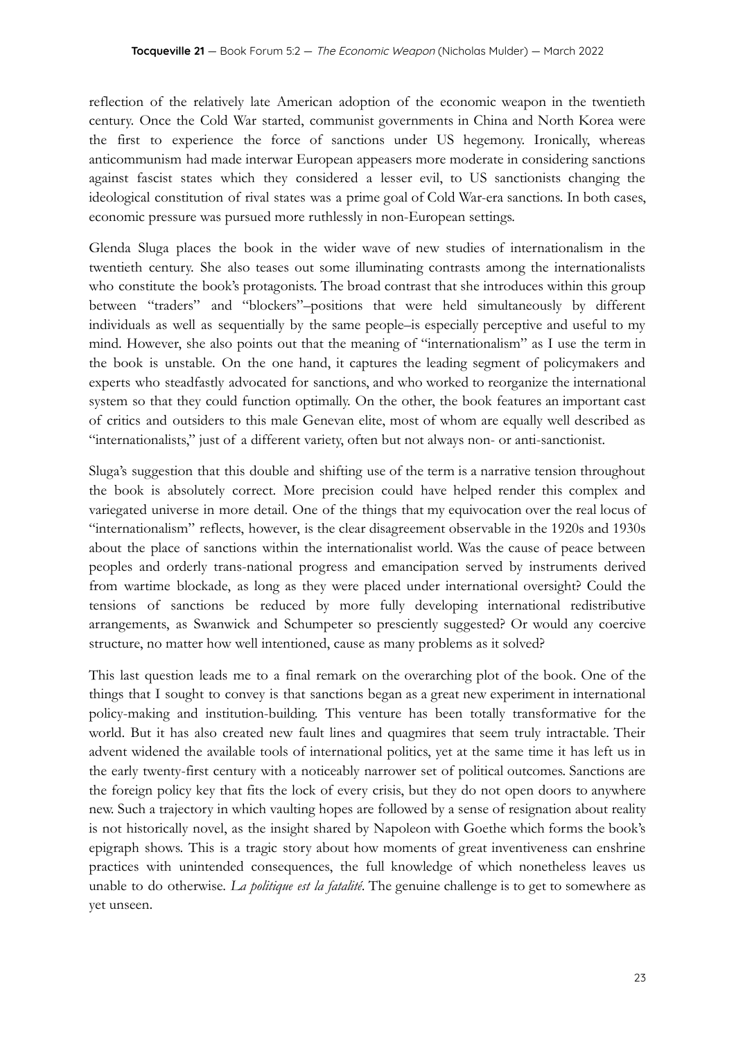reflection of the relatively late American adoption of the economic weapon in the twentieth century. Once the Cold War started, communist governments in China and North Korea were the first to experience the force of sanctions under US hegemony. Ironically, whereas anticommunism had made interwar European appeasers more moderate in considering sanctions against fascist states which they considered a lesser evil, to US sanctionists changing the ideological constitution of rival states was a prime goal of Cold War-era sanctions. In both cases, economic pressure was pursued more ruthlessly in non-European settings.

Glenda Sluga places the book in the wider wave of new studies of internationalism in the twentieth century. She also teases out some illuminating contrasts among the internationalists who constitute the book's protagonists. The broad contrast that she introduces within this group between "traders" and "blockers"–positions that were held simultaneously by different individuals as well as sequentially by the same people–is especially perceptive and useful to my mind. However, she also points out that the meaning of "internationalism" as I use the term in the book is unstable. On the one hand, it captures the leading segment of policymakers and experts who steadfastly advocated for sanctions, and who worked to reorganize the international system so that they could function optimally. On the other, the book features an important cast of critics and outsiders to this male Genevan elite, most of whom are equally well described as "internationalists," just of a different variety, often but not always non- or anti-sanctionist.

Sluga's suggestion that this double and shifting use of the term is a narrative tension throughout the book is absolutely correct. More precision could have helped render this complex and variegated universe in more detail. One of the things that my equivocation over the real locus of "internationalism" reflects, however, is the clear disagreement observable in the 1920s and 1930s about the place of sanctions within the internationalist world. Was the cause of peace between peoples and orderly trans-national progress and emancipation served by instruments derived from wartime blockade, as long as they were placed under international oversight? Could the tensions of sanctions be reduced by more fully developing international redistributive arrangements, as Swanwick and Schumpeter so presciently suggested? Or would any coercive structure, no matter how well intentioned, cause as many problems as it solved?

This last question leads me to a final remark on the overarching plot of the book. One of the things that I sought to convey is that sanctions began as a great new experiment in international policy-making and institution-building. This venture has been totally transformative for the world. But it has also created new fault lines and quagmires that seem truly intractable. Their advent widened the available tools of international politics, yet at the same time it has left us in the early twenty-first century with a noticeably narrower set of political outcomes. Sanctions are the foreign policy key that fits the lock of every crisis, but they do not open doors to anywhere new. Such a trajectory in which vaulting hopes are followed by a sense of resignation about reality is not historically novel, as the insight shared by Napoleon with Goethe which forms the book's epigraph shows. This is a tragic story about how moments of great inventiveness can enshrine practices with unintended consequences, the full knowledge of which nonetheless leaves us unable to do otherwise. *La politique est la fatalité*. The genuine challenge is to get to somewhere as yet unseen.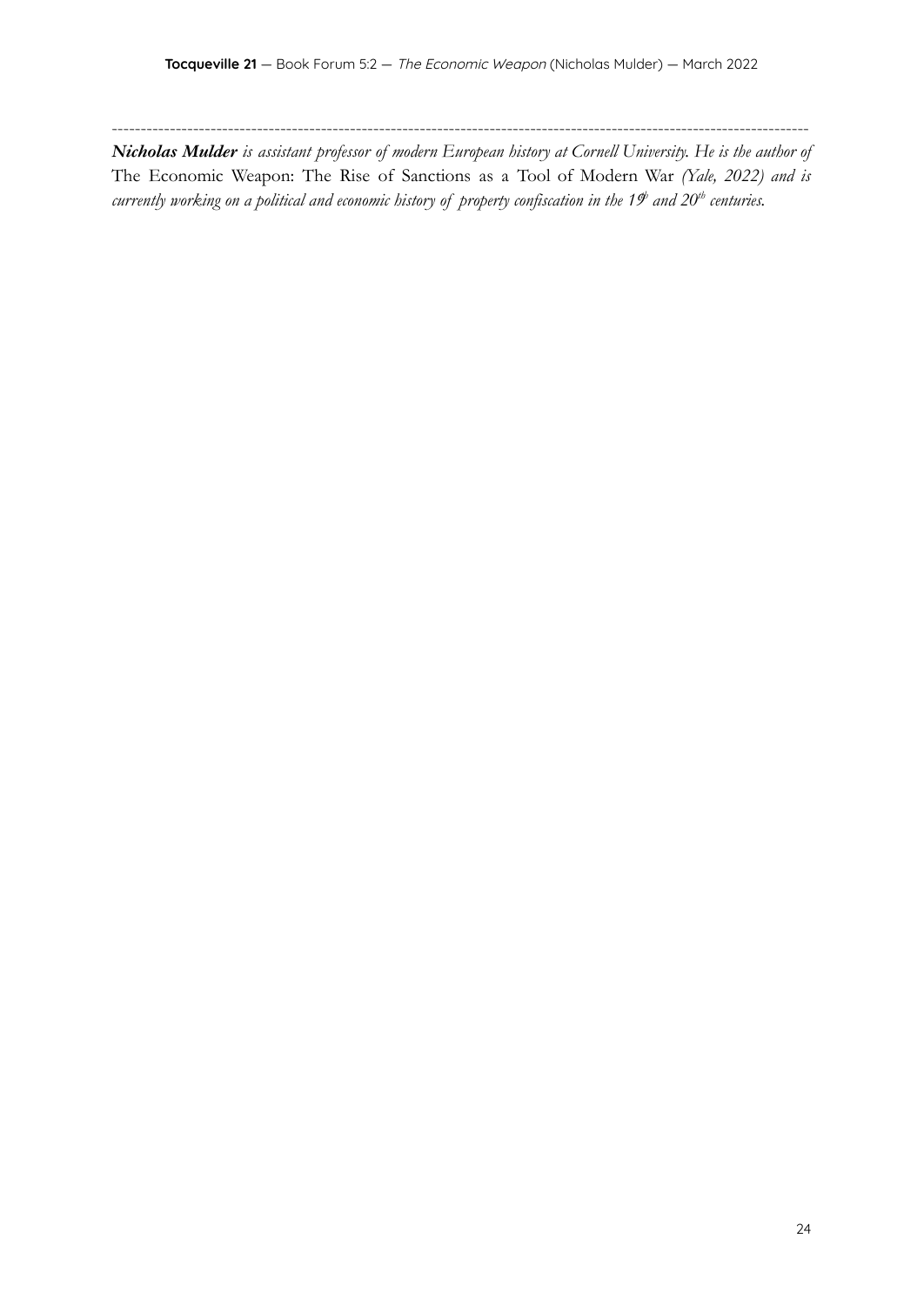---

***Nicholas Mulder*** *is assistant professor of modern European history at Cornell University. He is the author of* The Economic Weapon: The Rise of Sanctions as a Tool of Modern War *(Yale, 2022) and is currently working on a political and economic history of property confiscation in the 19th and 20th centuries.*